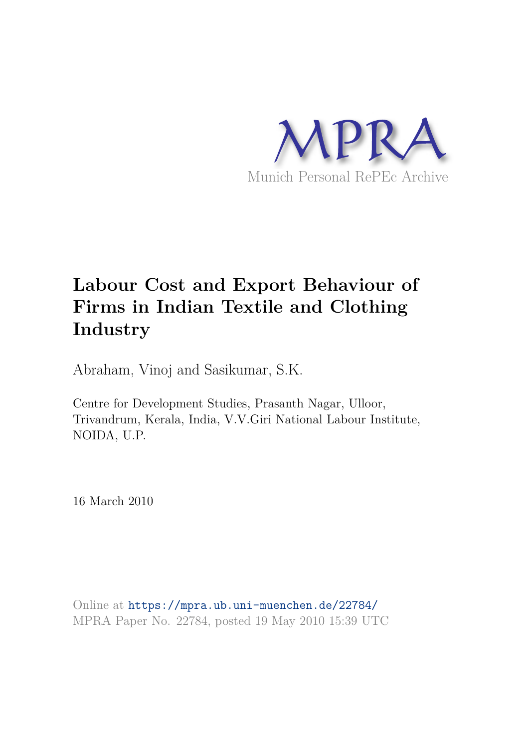MPRA

Munich Personal RePEc Archive

# Labour Cost and Export Behaviour of Firms in Indian Textile and Clothing Industry

Abraham, Vinoj and Sasikumar, S.K.

Centre for Development Studies, Prasanth Nagar, Ulloor, Trivandrum, Kerala, India, V.V.Giri National Labour Institute, NOIDA, U.P.

16 March 2010

Online at https://mpra.ub.uni-muenchen.de/22784/
MPRA Paper No. 22784, posted 19 May 2010 15:39 UTC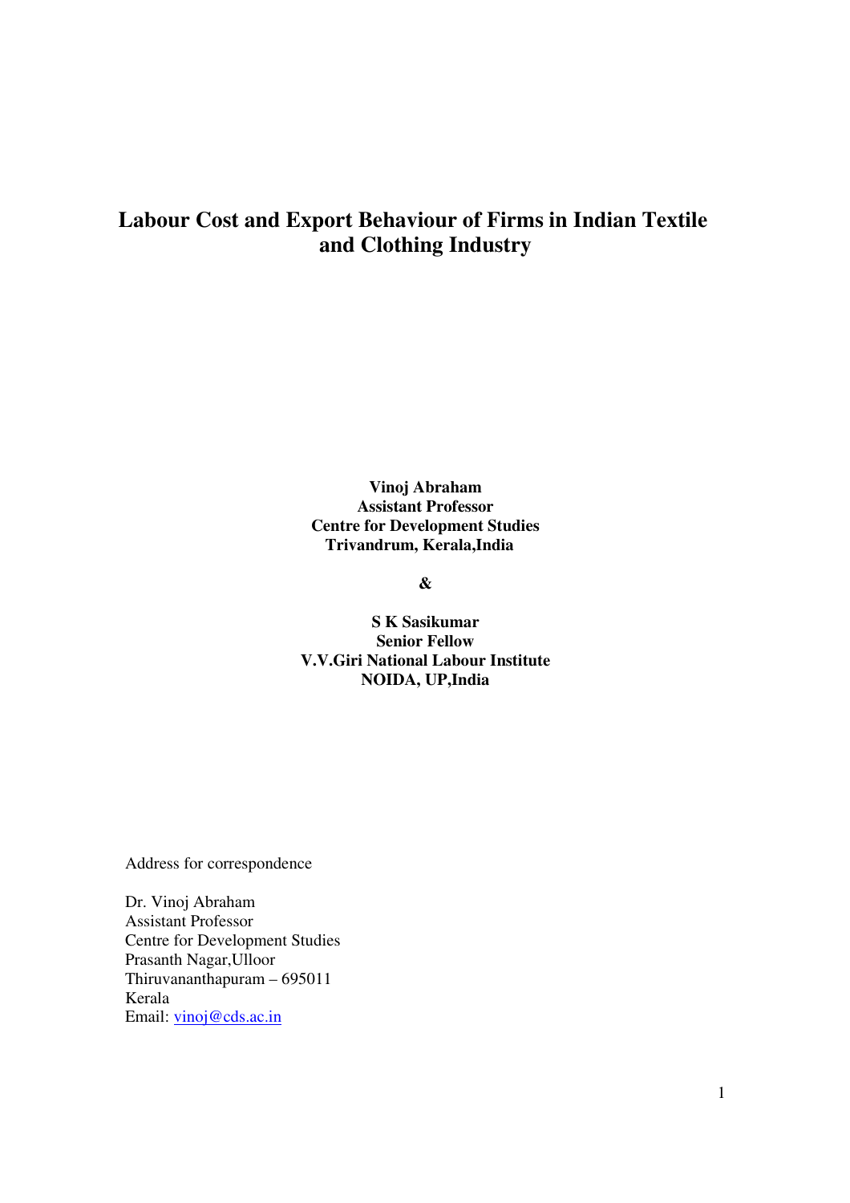# Labour Cost and Export Behaviour of Firms in Indian Textile and Clothing Industry

**Vinoj Abraham**
**Assistant Professor**
**Centre for Development Studies**
**Trivandrum, Kerala,India**

**&**

**S K Sasikumar**
**Senior Fellow**
**V.V.Giri National Labour Institute**
**NOIDA, UP,India**

Address for correspondence

Dr. Vinoj Abraham
Assistant Professor
Centre for Development Studies
Prasanth Nagar,Ulloor
Thiruvananthapuram – 695011
Kerala
Email: vinoj@cds.ac.in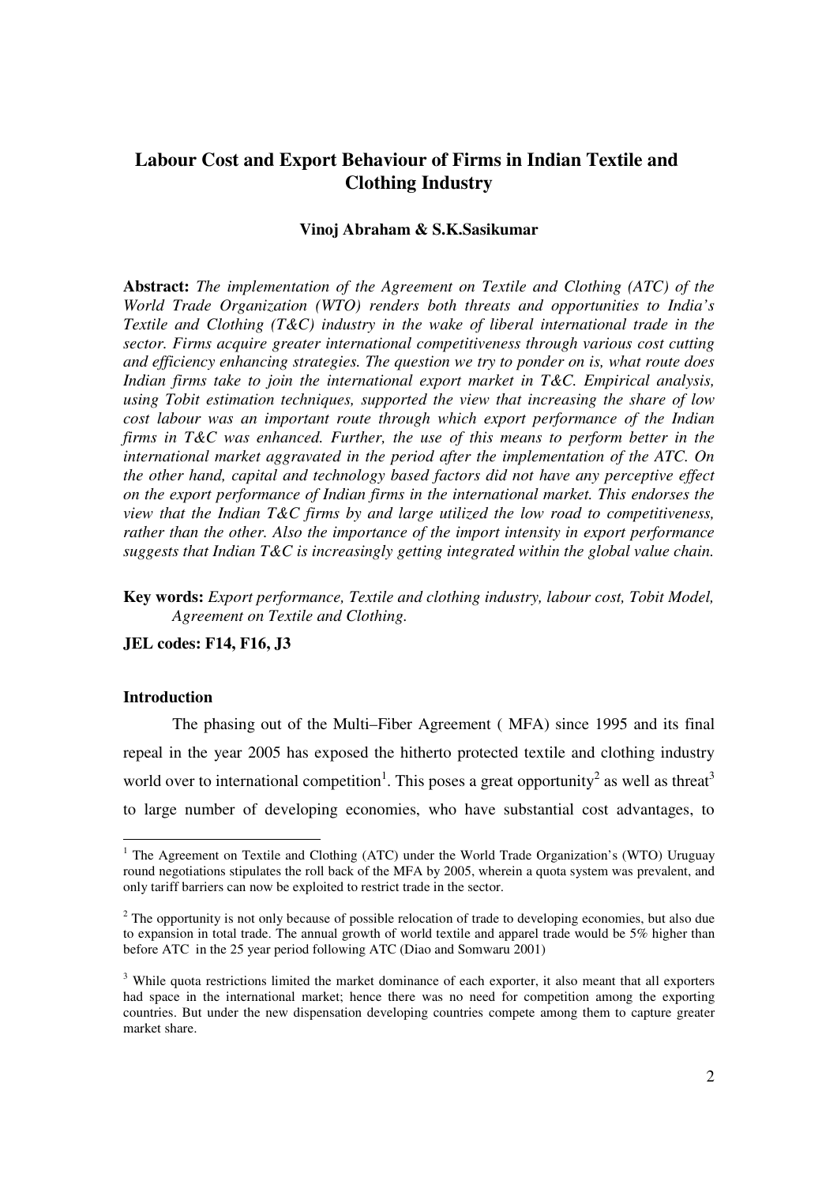# Labour Cost and Export Behaviour of Firms in Indian Textile and Clothing Industry

**Vinoj Abraham & S.K.Sasikumar**

**Abstract:** *The implementation of the Agreement on Textile and Clothing (ATC) of the World Trade Organization (WTO) renders both threats and opportunities to India's Textile and Clothing (T&C) industry in the wake of liberal international trade in the sector. Firms acquire greater international competitiveness through various cost cutting and efficiency enhancing strategies. The question we try to ponder on is, what route does Indian firms take to join the international export market in T&C. Empirical analysis, using Tobit estimation techniques, supported the view that increasing the share of low cost labour was an important route through which export performance of the Indian firms in T&C was enhanced. Further, the use of this means to perform better in the international market aggravated in the period after the implementation of the ATC. On the other hand, capital and technology based factors did not have any perceptive effect on the export performance of Indian firms in the international market. This endorses the view that the Indian T&C firms by and large utilized the low road to competitiveness, rather than the other. Also the importance of the import intensity in export performance suggests that Indian T&C is increasingly getting integrated within the global value chain.*

**Key words:** *Export performance, Textile and clothing industry, labour cost, Tobit Model, Agreement on Textile and Clothing.*

**JEL codes: F14, F16, J3**

## Introduction

The phasing out of the Multi–Fiber Agreement ( MFA) since 1995 and its final repeal in the year 2005 has exposed the hitherto protected textile and clothing industry world over to international competition[1]. This poses a great opportunity[2] as well as threat[3] to large number of developing economies, who have substantial cost advantages, to

---

[1] The Agreement on Textile and Clothing (ATC) under the World Trade Organization's (WTO) Uruguay round negotiations stipulates the roll back of the MFA by 2005, wherein a quota system was prevalent, and only tariff barriers can now be exploited to restrict trade in the sector.

[2] The opportunity is not only because of possible relocation of trade to developing economies, but also due to expansion in total trade. The annual growth of world textile and apparel trade would be 5% higher than before ATC in the 25 year period following ATC (Diao and Somwaru 2001)

[3] While quota restrictions limited the market dominance of each exporter, it also meant that all exporters had space in the international market; hence there was no need for competition among the exporting countries. But under the new dispensation developing countries compete among them to capture greater market share.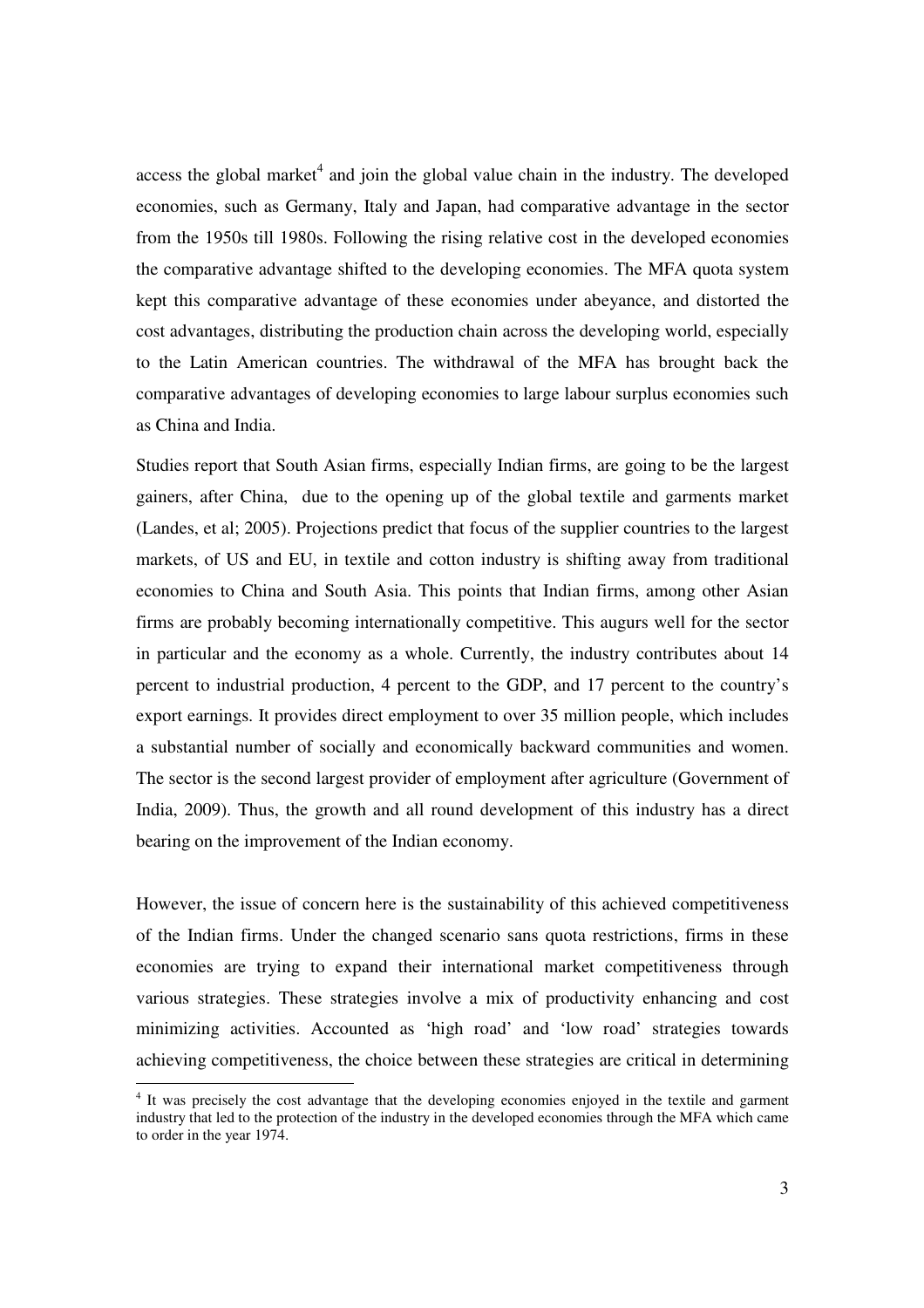access the global market[4] and join the global value chain in the industry. The developed economies, such as Germany, Italy and Japan, had comparative advantage in the sector from the 1950s till 1980s. Following the rising relative cost in the developed economies the comparative advantage shifted to the developing economies. The MFA quota system kept this comparative advantage of these economies under abeyance, and distorted the cost advantages, distributing the production chain across the developing world, especially to the Latin American countries. The withdrawal of the MFA has brought back the comparative advantages of developing economies to large labour surplus economies such as China and India.

Studies report that South Asian firms, especially Indian firms, are going to be the largest gainers, after China, due to the opening up of the global textile and garments market (Landes, et al; 2005). Projections predict that focus of the supplier countries to the largest markets, of US and EU, in textile and cotton industry is shifting away from traditional economies to China and South Asia. This points that Indian firms, among other Asian firms are probably becoming internationally competitive. This augurs well for the sector in particular and the economy as a whole. Currently, the industry contributes about 14 percent to industrial production, 4 percent to the GDP, and 17 percent to the country's export earnings. It provides direct employment to over 35 million people, which includes a substantial number of socially and economically backward communities and women. The sector is the second largest provider of employment after agriculture (Government of India, 2009). Thus, the growth and all round development of this industry has a direct bearing on the improvement of the Indian economy.

However, the issue of concern here is the sustainability of this achieved competitiveness of the Indian firms. Under the changed scenario sans quota restrictions, firms in these economies are trying to expand their international market competitiveness through various strategies. These strategies involve a mix of productivity enhancing and cost minimizing activities. Accounted as 'high road' and 'low road' strategies towards achieving competitiveness, the choice between these strategies are critical in determining

[4] It was precisely the cost advantage that the developing economies enjoyed in the textile and garment industry that led to the protection of the industry in the developed economies through the MFA which came to order in the year 1974.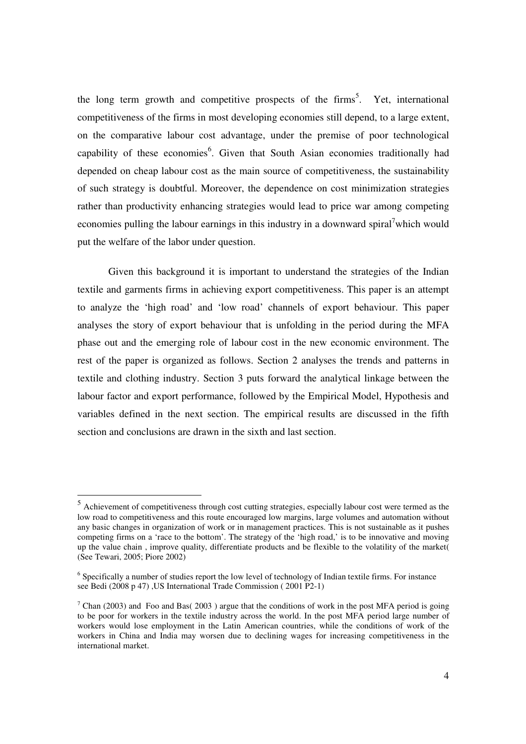the long term growth and competitive prospects of the firms[5]. Yet, international competitiveness of the firms in most developing economies still depend, to a large extent, on the comparative labour cost advantage, under the premise of poor technological capability of these economies[6]. Given that South Asian economies traditionally had depended on cheap labour cost as the main source of competitiveness, the sustainability of such strategy is doubtful. Moreover, the dependence on cost minimization strategies rather than productivity enhancing strategies would lead to price war among competing economies pulling the labour earnings in this industry in a downward spiral[7]which would put the welfare of the labor under question.

Given this background it is important to understand the strategies of the Indian textile and garments firms in achieving export competitiveness. This paper is an attempt to analyze the 'high road' and 'low road' channels of export behaviour. This paper analyses the story of export behaviour that is unfolding in the period during the MFA phase out and the emerging role of labour cost in the new economic environment. The rest of the paper is organized as follows. Section 2 analyses the trends and patterns in textile and clothing industry. Section 3 puts forward the analytical linkage between the labour factor and export performance, followed by the Empirical Model, Hypothesis and variables defined in the next section. The empirical results are discussed in the fifth section and conclusions are drawn in the sixth and last section.

---

[5] Achievement of competitiveness through cost cutting strategies, especially labour cost were termed as the low road to competitiveness and this route encouraged low margins, large volumes and automation without any basic changes in organization of work or in management practices. This is not sustainable as it pushes competing firms on a 'race to the bottom'. The strategy of the 'high road,' is to be innovative and moving up the value chain , improve quality, differentiate products and be flexible to the volatility of the market( (See Tewari, 2005; Piore 2002)

[6] Specifically a number of studies report the low level of technology of Indian textile firms. For instance see Bedi (2008 p 47) ,US International Trade Commission ( 2001 P2-1)

[7] Chan (2003) and Foo and Bas( 2003 ) argue that the conditions of work in the post MFA period is going to be poor for workers in the textile industry across the world. In the post MFA period large number of workers would lose employment in the Latin American countries, while the conditions of work of the workers in China and India may worsen due to declining wages for increasing competitiveness in the international market.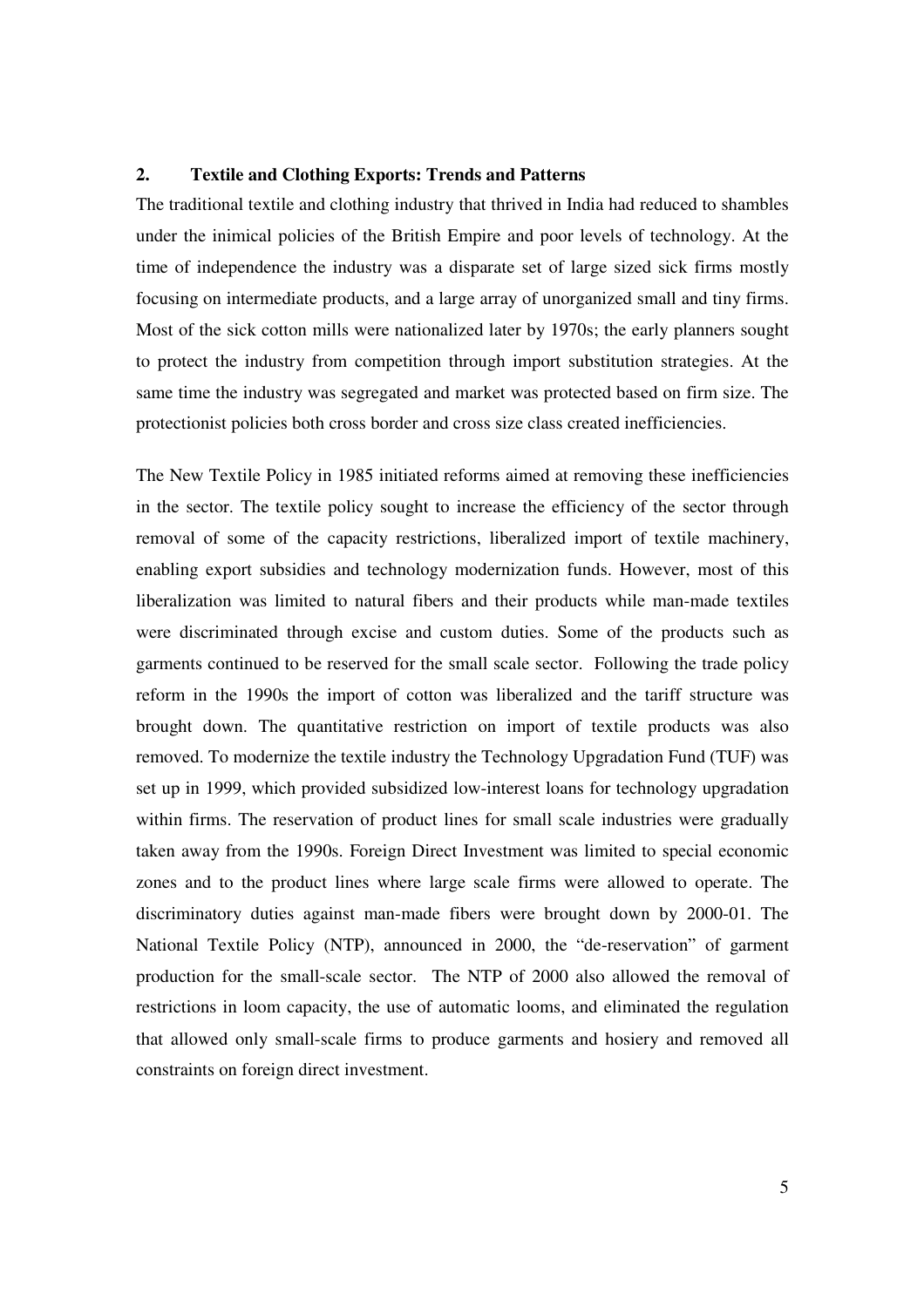## 2. Textile and Clothing Exports: Trends and Patterns

The traditional textile and clothing industry that thrived in India had reduced to shambles under the inimical policies of the British Empire and poor levels of technology. At the time of independence the industry was a disparate set of large sized sick firms mostly focusing on intermediate products, and a large array of unorganized small and tiny firms. Most of the sick cotton mills were nationalized later by 1970s; the early planners sought to protect the industry from competition through import substitution strategies. At the same time the industry was segregated and market was protected based on firm size. The protectionist policies both cross border and cross size class created inefficiencies.

The New Textile Policy in 1985 initiated reforms aimed at removing these inefficiencies in the sector. The textile policy sought to increase the efficiency of the sector through removal of some of the capacity restrictions, liberalized import of textile machinery, enabling export subsidies and technology modernization funds. However, most of this liberalization was limited to natural fibers and their products while man-made textiles were discriminated through excise and custom duties. Some of the products such as garments continued to be reserved for the small scale sector. Following the trade policy reform in the 1990s the import of cotton was liberalized and the tariff structure was brought down. The quantitative restriction on import of textile products was also removed. To modernize the textile industry the Technology Upgradation Fund (TUF) was set up in 1999, which provided subsidized low-interest loans for technology upgradation within firms. The reservation of product lines for small scale industries were gradually taken away from the 1990s. Foreign Direct Investment was limited to special economic zones and to the product lines where large scale firms were allowed to operate. The discriminatory duties against man-made fibers were brought down by 2000-01. The National Textile Policy (NTP), announced in 2000, the "de-reservation" of garment production for the small-scale sector. The NTP of 2000 also allowed the removal of restrictions in loom capacity, the use of automatic looms, and eliminated the regulation that allowed only small-scale firms to produce garments and hosiery and removed all constraints on foreign direct investment.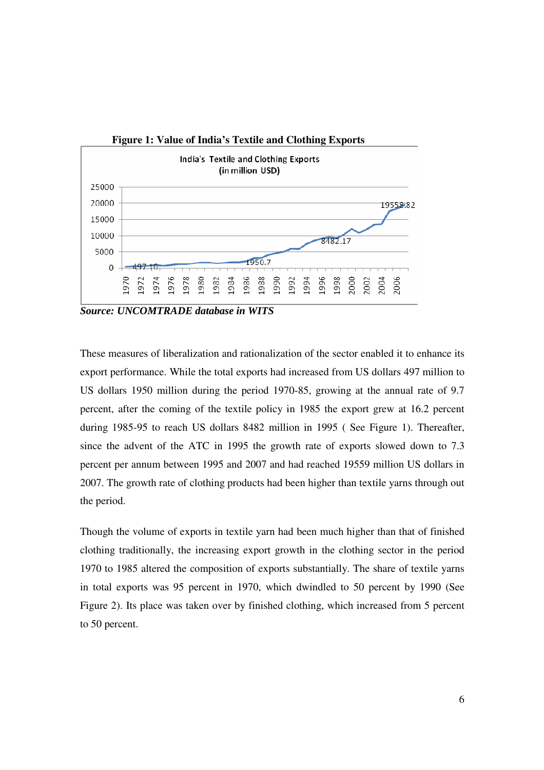**Figure 1: Value of India's Textile and Clothing Exports**

*Source: UNCOMTRADE database in WITS*

These measures of liberalization and rationalization of the sector enabled it to enhance its export performance. While the total exports had increased from US dollars 497 million to US dollars 1950 million during the period 1970-85, growing at the annual rate of 9.7 percent, after the coming of the textile policy in 1985 the export grew at 16.2 percent during 1985-95 to reach US dollars 8482 million in 1995 ( See Figure 1). Thereafter, since the advent of the ATC in 1995 the growth rate of exports slowed down to 7.3 percent per annum between 1995 and 2007 and had reached 19559 million US dollars in 2007. The growth rate of clothing products had been higher than textile yarns through out the period.

Though the volume of exports in textile yarn had been much higher than that of finished clothing traditionally, the increasing export growth in the clothing sector in the period 1970 to 1985 altered the composition of exports substantially. The share of textile yarns in total exports was 95 percent in 1970, which dwindled to 50 percent by 1990 (See Figure 2). Its place was taken over by finished clothing, which increased from 5 percent to 50 percent.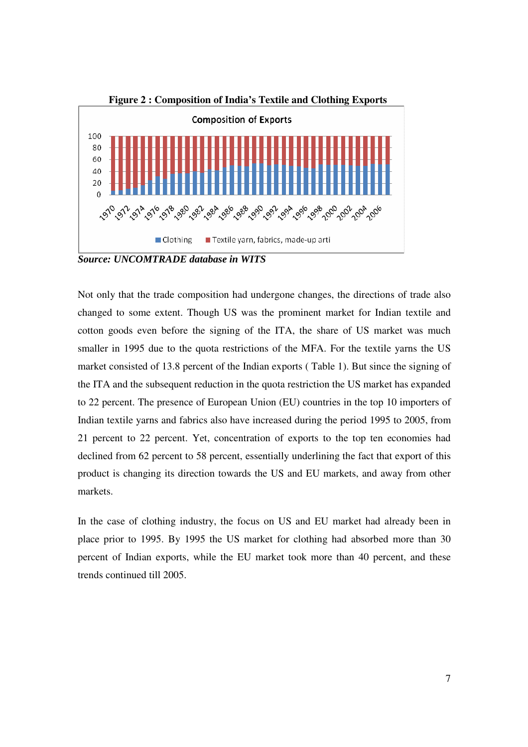**Figure 2 : Composition of India's Textile and Clothing Exports**

***Source: UNCOMTRADE database in WITS***

Not only that the trade composition had undergone changes, the directions of trade also changed to some extent. Though US was the prominent market for Indian textile and cotton goods even before the signing of the ITA, the share of US market was much smaller in 1995 due to the quota restrictions of the MFA. For the textile yarns the US market consisted of 13.8 percent of the Indian exports ( Table 1). But since the signing of the ITA and the subsequent reduction in the quota restriction the US market has expanded to 22 percent. The presence of European Union (EU) countries in the top 10 importers of Indian textile yarns and fabrics also have increased during the period 1995 to 2005, from 21 percent to 22 percent. Yet, concentration of exports to the top ten economies had declined from 62 percent to 58 percent, essentially underlining the fact that export of this product is changing its direction towards the US and EU markets, and away from other markets.

In the case of clothing industry, the focus on US and EU market had already been in place prior to 1995. By 1995 the US market for clothing had absorbed more than 30 percent of Indian exports, while the EU market took more than 40 percent, and these trends continued till 2005.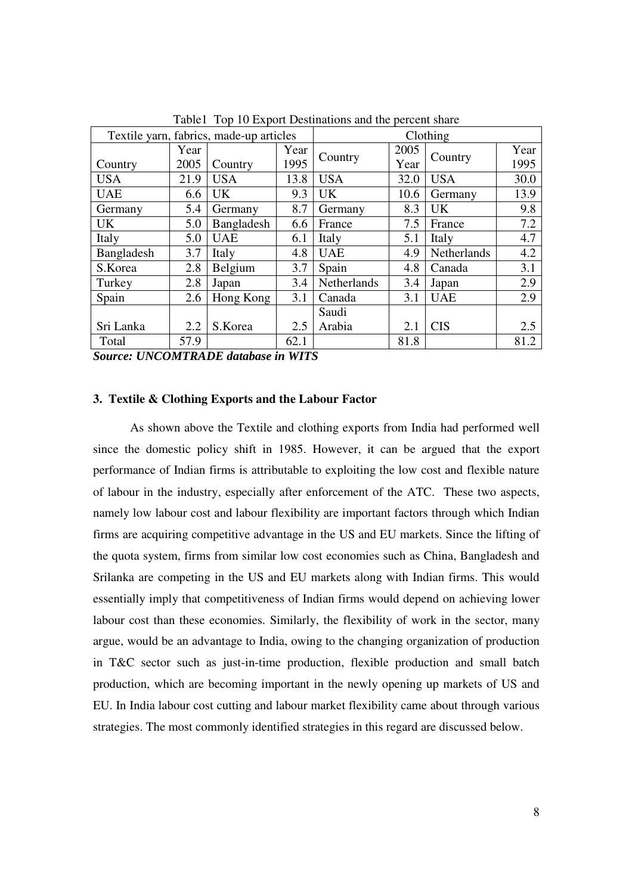Table1 Top 10 Export Destinations and the percent share

| Textile yarn, fabrics, made-up articles | | | | Clothing | | | |
|---|---|---|---|---|---|---|---|
| Country | Year 2005 | Country | Year 1995 | Country | 2005 Year | Country | Year 1995 |
| USA | 21.9 | USA | 13.8 | USA | 32.0 | USA | 30.0 |
| UAE | 6.6 | UK | 9.3 | UK | 10.6 | Germany | 13.9 |
| Germany | 5.4 | Germany | 8.7 | Germany | 8.3 | UK | 9.8 |
| UK | 5.0 | Bangladesh | 6.6 | France | 7.5 | France | 7.2 |
| Italy | 5.0 | UAE | 6.1 | Italy | 5.1 | Italy | 4.7 |
| Bangladesh | 3.7 | Italy | 4.8 | UAE | 4.9 | Netherlands | 4.2 |
| S.Korea | 2.8 | Belgium | 3.7 | Spain | 4.8 | Canada | 3.1 |
| Turkey | 2.8 | Japan | 3.4 | Netherlands | 3.4 | Japan | 2.9 |
| Spain | 2.6 | Hong Kong | 3.1 | Canada | 3.1 | UAE | 2.9 |
| Sri Lanka | 2.2 | S.Korea | 2.5 | Saudi Arabia | 2.1 | CIS | 2.5 |
| Total | 57.9 | | 62.1 | | 81.8 | | 81.2 |

***Source: UNCOMTRADE database in WITS***

### 3. Textile & Clothing Exports and the Labour Factor

As shown above the Textile and clothing exports from India had performed well since the domestic policy shift in 1985. However, it can be argued that the export performance of Indian firms is attributable to exploiting the low cost and flexible nature of labour in the industry, especially after enforcement of the ATC. These two aspects, namely low labour cost and labour flexibility are important factors through which Indian firms are acquiring competitive advantage in the US and EU markets. Since the lifting of the quota system, firms from similar low cost economies such as China, Bangladesh and Srilanka are competing in the US and EU markets along with Indian firms. This would essentially imply that competitiveness of Indian firms would depend on achieving lower labour cost than these economies. Similarly, the flexibility of work in the sector, many argue, would be an advantage to India, owing to the changing organization of production in T&C sector such as just-in-time production, flexible production and small batch production, which are becoming important in the newly opening up markets of US and EU. In India labour cost cutting and labour market flexibility came about through various strategies. The most commonly identified strategies in this regard are discussed below.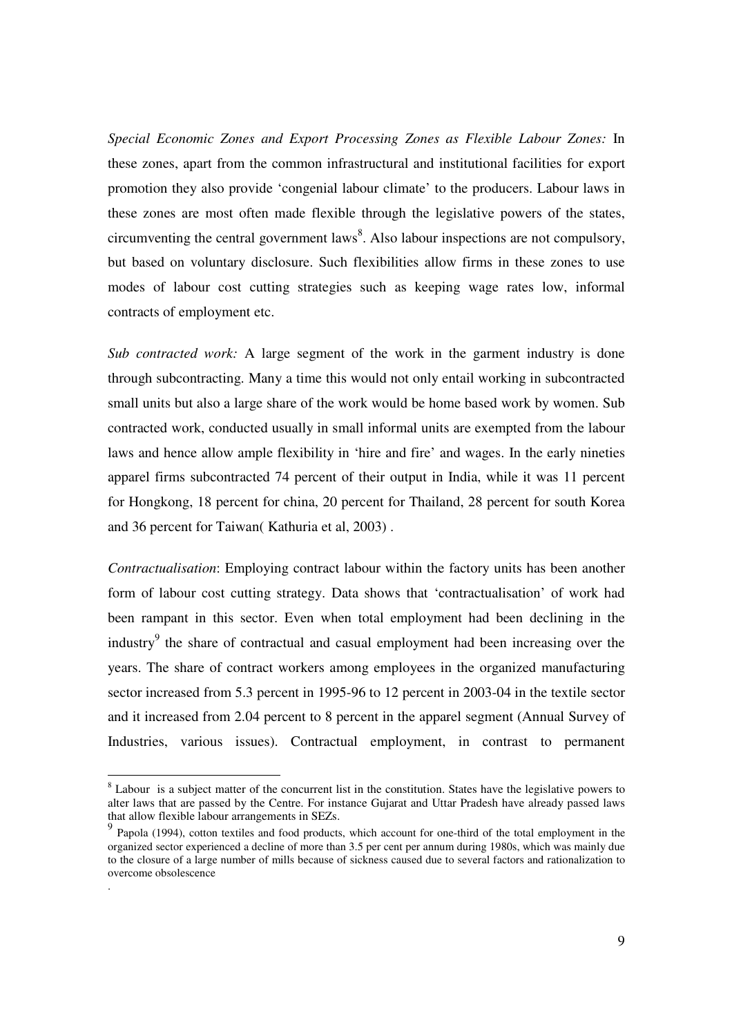*Special Economic Zones and Export Processing Zones as Flexible Labour Zones:* In these zones, apart from the common infrastructural and institutional facilities for export promotion they also provide 'congenial labour climate' to the producers. Labour laws in these zones are most often made flexible through the legislative powers of the states, circumventing the central government laws[8]. Also labour inspections are not compulsory, but based on voluntary disclosure. Such flexibilities allow firms in these zones to use modes of labour cost cutting strategies such as keeping wage rates low, informal contracts of employment etc.

*Sub contracted work:* A large segment of the work in the garment industry is done through subcontracting. Many a time this would not only entail working in subcontracted small units but also a large share of the work would be home based work by women. Sub contracted work, conducted usually in small informal units are exempted from the labour laws and hence allow ample flexibility in 'hire and fire' and wages. In the early nineties apparel firms subcontracted 74 percent of their output in India, while it was 11 percent for Hongkong, 18 percent for china, 20 percent for Thailand, 28 percent for south Korea and 36 percent for Taiwan( Kathuria et al, 2003) .

*Contractualisation*: Employing contract labour within the factory units has been another form of labour cost cutting strategy. Data shows that 'contractualisation' of work had been rampant in this sector. Even when total employment had been declining in the industry[9] the share of contractual and casual employment had been increasing over the years. The share of contract workers among employees in the organized manufacturing sector increased from 5.3 percent in 1995-96 to 12 percent in 2003-04 in the textile sector and it increased from 2.04 percent to 8 percent in the apparel segment (Annual Survey of Industries, various issues). Contractual employment, in contrast to permanent

---

[8] Labour is a subject matter of the concurrent list in the constitution. States have the legislative powers to alter laws that are passed by the Centre. For instance Gujarat and Uttar Pradesh have already passed laws that allow flexible labour arrangements in SEZs.

[9] Papola (1994), cotton textiles and food products, which account for one-third of the total employment in the organized sector experienced a decline of more than 3.5 per cent per annum during 1980s, which was mainly due to the closure of a large number of mills because of sickness caused due to several factors and rationalization to overcome obsolescence

.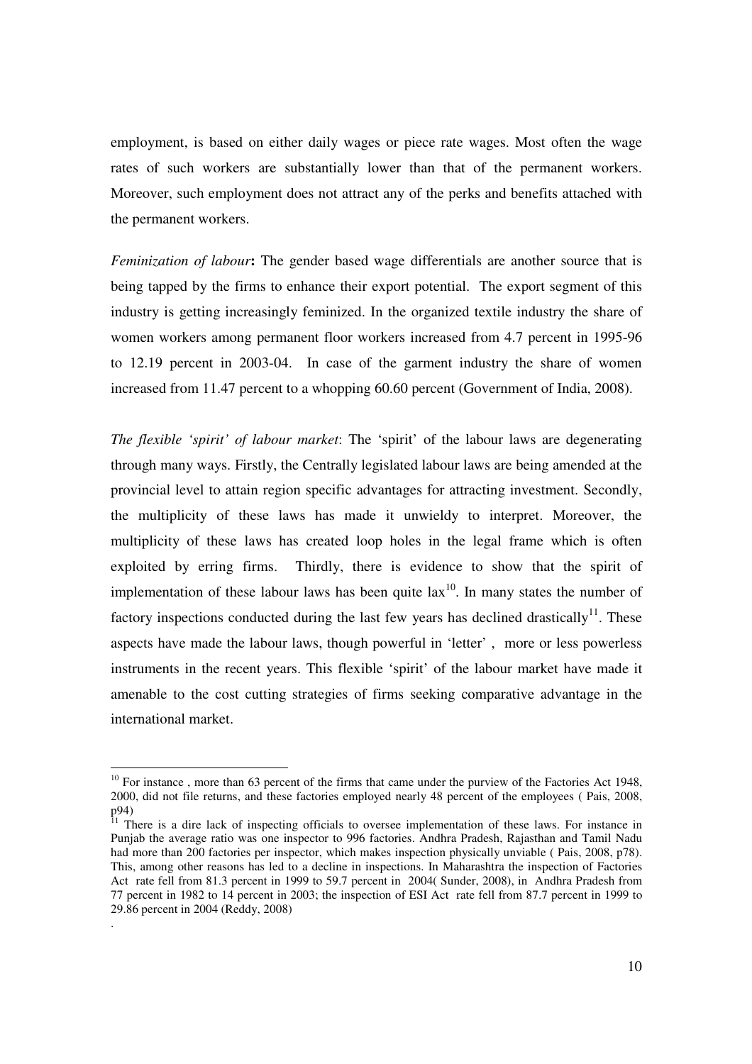employment, is based on either daily wages or piece rate wages. Most often the wage rates of such workers are substantially lower than that of the permanent workers. Moreover, such employment does not attract any of the perks and benefits attached with the permanent workers.

*Feminization of labour***:** The gender based wage differentials are another source that is being tapped by the firms to enhance their export potential. The export segment of this industry is getting increasingly feminized. In the organized textile industry the share of women workers among permanent floor workers increased from 4.7 percent in 1995-96 to 12.19 percent in 2003-04. In case of the garment industry the share of women increased from 11.47 percent to a whopping 60.60 percent (Government of India, 2008).

*The flexible 'spirit' of labour market*: The 'spirit' of the labour laws are degenerating through many ways. Firstly, the Centrally legislated labour laws are being amended at the provincial level to attain region specific advantages for attracting investment. Secondly, the multiplicity of these laws has made it unwieldy to interpret. Moreover, the multiplicity of these laws has created loop holes in the legal frame which is often exploited by erring firms. Thirdly, there is evidence to show that the spirit of implementation of these labour laws has been quite lax[10]. In many states the number of factory inspections conducted during the last few years has declined drastically[11]. These aspects have made the labour laws, though powerful in 'letter' , more or less powerless instruments in the recent years. This flexible 'spirit' of the labour market have made it amenable to the cost cutting strategies of firms seeking comparative advantage in the international market.

---

[10] For instance , more than 63 percent of the firms that came under the purview of the Factories Act 1948, 2000, did not file returns, and these factories employed nearly 48 percent of the employees ( Pais, 2008, p94)

[11] There is a dire lack of inspecting officials to oversee implementation of these laws. For instance in Punjab the average ratio was one inspector to 996 factories. Andhra Pradesh, Rajasthan and Tamil Nadu had more than 200 factories per inspector, which makes inspection physically unviable ( Pais, 2008, p78). This, among other reasons has led to a decline in inspections. In Maharashtra the inspection of Factories Act rate fell from 81.3 percent in 1999 to 59.7 percent in 2004( Sunder, 2008), in Andhra Pradesh from 77 percent in 1982 to 14 percent in 2003; the inspection of ESI Act rate fell from 87.7 percent in 1999 to 29.86 percent in 2004 (Reddy, 2008)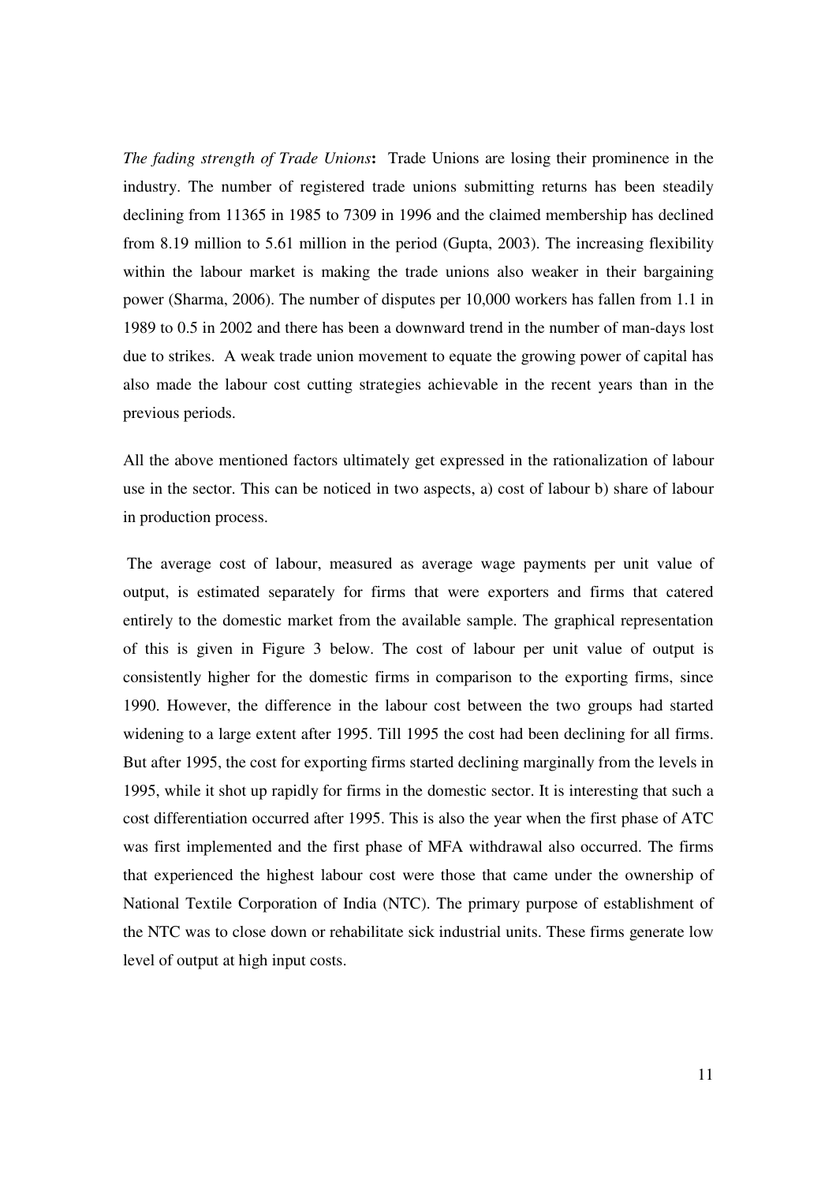*The fading strength of Trade Unions***:** Trade Unions are losing their prominence in the industry. The number of registered trade unions submitting returns has been steadily declining from 11365 in 1985 to 7309 in 1996 and the claimed membership has declined from 8.19 million to 5.61 million in the period (Gupta, 2003). The increasing flexibility within the labour market is making the trade unions also weaker in their bargaining power (Sharma, 2006). The number of disputes per 10,000 workers has fallen from 1.1 in 1989 to 0.5 in 2002 and there has been a downward trend in the number of man-days lost due to strikes. A weak trade union movement to equate the growing power of capital has also made the labour cost cutting strategies achievable in the recent years than in the previous periods.

All the above mentioned factors ultimately get expressed in the rationalization of labour use in the sector. This can be noticed in two aspects, a) cost of labour b) share of labour in production process.

The average cost of labour, measured as average wage payments per unit value of output, is estimated separately for firms that were exporters and firms that catered entirely to the domestic market from the available sample. The graphical representation of this is given in Figure 3 below. The cost of labour per unit value of output is consistently higher for the domestic firms in comparison to the exporting firms, since 1990. However, the difference in the labour cost between the two groups had started widening to a large extent after 1995. Till 1995 the cost had been declining for all firms. But after 1995, the cost for exporting firms started declining marginally from the levels in 1995, while it shot up rapidly for firms in the domestic sector. It is interesting that such a cost differentiation occurred after 1995. This is also the year when the first phase of ATC was first implemented and the first phase of MFA withdrawal also occurred. The firms that experienced the highest labour cost were those that came under the ownership of National Textile Corporation of India (NTC). The primary purpose of establishment of the NTC was to close down or rehabilitate sick industrial units. These firms generate low level of output at high input costs.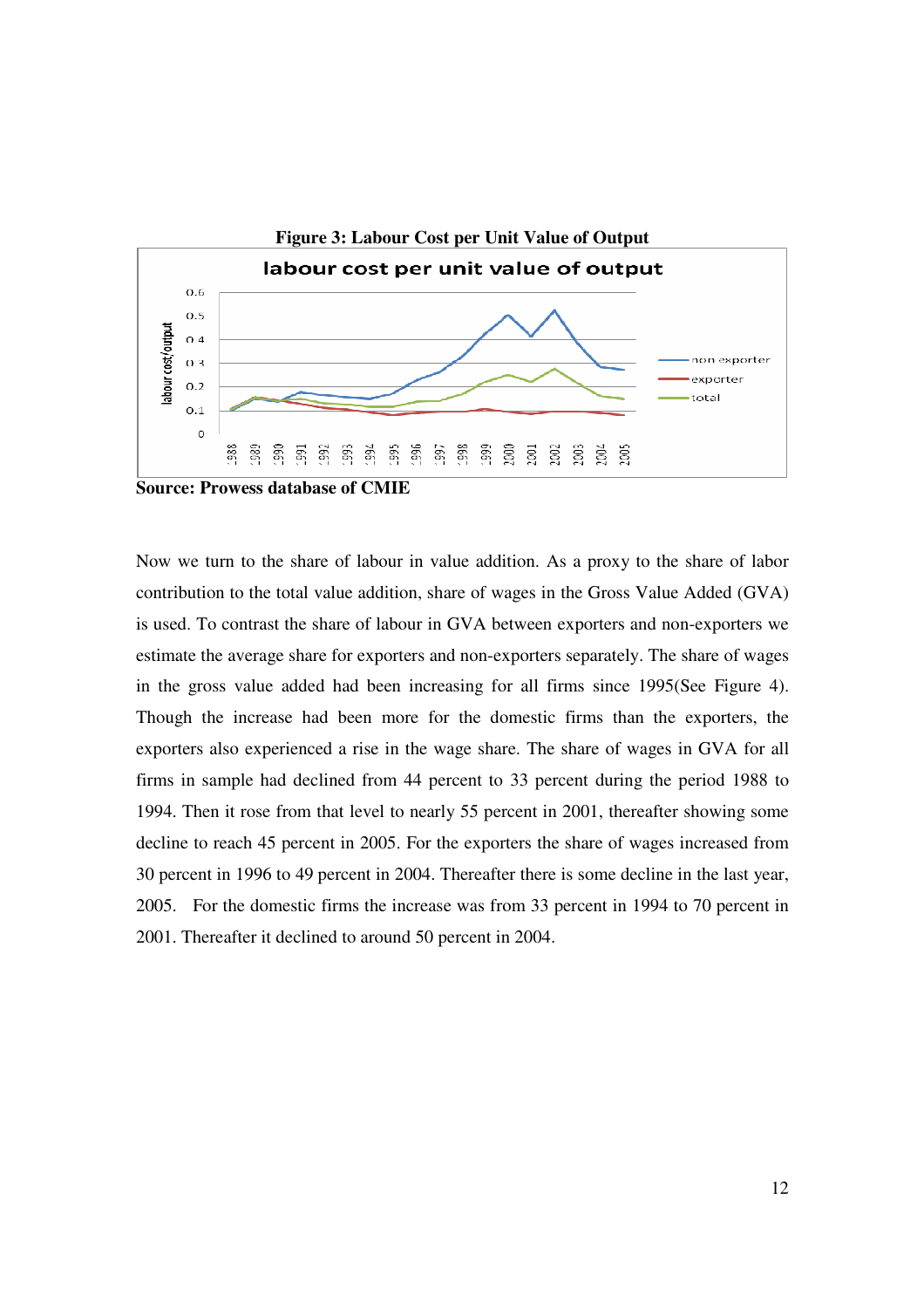**Figure 3: Labour Cost per Unit Value of Output**

**Source: Prowess database of CMIE**

Now we turn to the share of labour in value addition. As a proxy to the share of labor contribution to the total value addition, share of wages in the Gross Value Added (GVA) is used. To contrast the share of labour in GVA between exporters and non-exporters we estimate the average share for exporters and non-exporters separately. The share of wages in the gross value added had been increasing for all firms since 1995(See Figure 4). Though the increase had been more for the domestic firms than the exporters, the exporters also experienced a rise in the wage share. The share of wages in GVA for all firms in sample had declined from 44 percent to 33 percent during the period 1988 to 1994. Then it rose from that level to nearly 55 percent in 2001, thereafter showing some decline to reach 45 percent in 2005. For the exporters the share of wages increased from 30 percent in 1996 to 49 percent in 2004. Thereafter there is some decline in the last year, 2005. For the domestic firms the increase was from 33 percent in 1994 to 70 percent in 2001. Thereafter it declined to around 50 percent in 2004.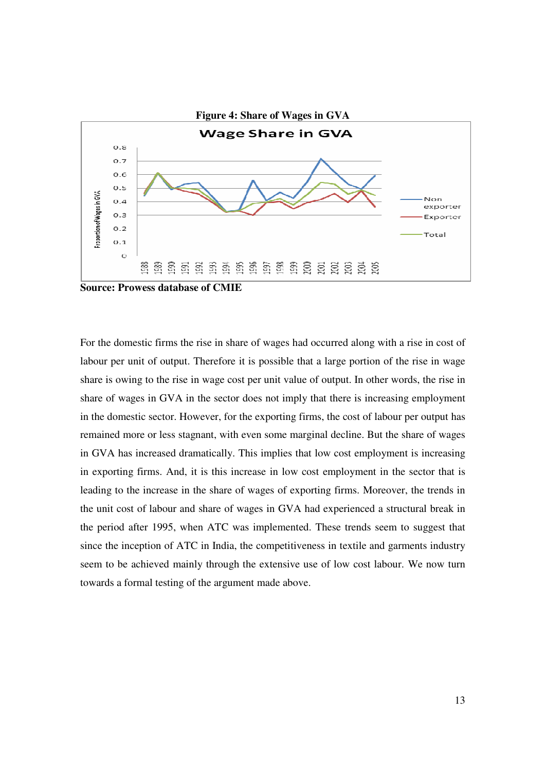**Figure 4: Share of Wages in GVA**

**Source: Prowess database of CMIE**

For the domestic firms the rise in share of wages had occurred along with a rise in cost of labour per unit of output. Therefore it is possible that a large portion of the rise in wage share is owing to the rise in wage cost per unit value of output. In other words, the rise in share of wages in GVA in the sector does not imply that there is increasing employment in the domestic sector. However, for the exporting firms, the cost of labour per output has remained more or less stagnant, with even some marginal decline. But the share of wages in GVA has increased dramatically. This implies that low cost employment is increasing in exporting firms. And, it is this increase in low cost employment in the sector that is leading to the increase in the share of wages of exporting firms. Moreover, the trends in the unit cost of labour and share of wages in GVA had experienced a structural break in the period after 1995, when ATC was implemented. These trends seem to suggest that since the inception of ATC in India, the competitiveness in textile and garments industry seem to be achieved mainly through the extensive use of low cost labour. We now turn towards a formal testing of the argument made above.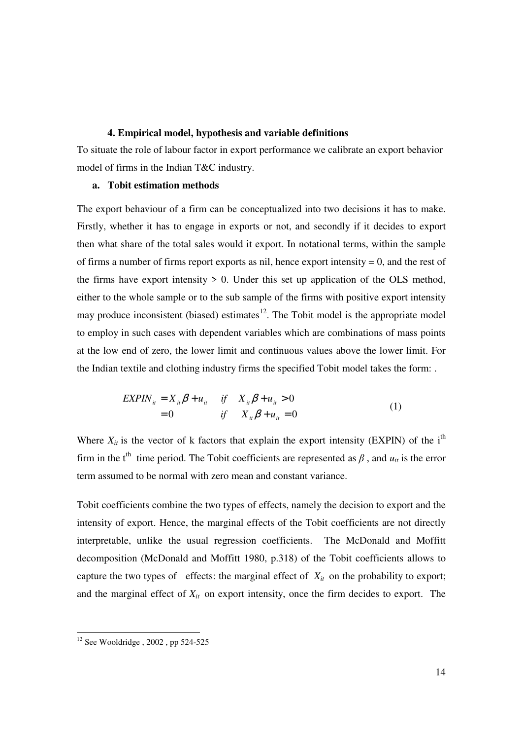## 4. Empirical model, hypothesis and variable definitions

To situate the role of labour factor in export performance we calibrate an export behavior model of firms in the Indian T&C industry.

### a. Tobit estimation methods

The export behaviour of a firm can be conceptualized into two decisions it has to make. Firstly, whether it has to engage in exports or not, and secondly if it decides to export then what share of the total sales would it export. In notational terms, within the sample of firms a number of firms report exports as nil, hence export intensity = 0, and the rest of the firms have export intensity > 0. Under this set up application of the OLS method, either to the whole sample or to the sub sample of the firms with positive export intensity may produce inconsistent (biased) estimates[12]. The Tobit model is the appropriate model to employ in such cases with dependent variables which are combinations of mass points at the low end of zero, the lower limit and continuous values above the lower limit. For the Indian textile and clothing industry firms the specified Tobit model takes the form: .

$$
\begin{aligned}
EXPIN_{it} &= X_{it}\beta + u_{it} \quad &if \quad X_{it}\beta + u_{it} > 0 \\
&= 0 \quad &if \quad X_{it}\beta + u_{it} = 0
\end{aligned}
\tag{1}
$$

Where $X_{it}$ is the vector of k factors that explain the export intensity (EXPIN) of the i$^{th}$ firm in the t$^{th}$ time period. The Tobit coefficients are represented as $\beta$ , and $u_{it}$ is the error term assumed to be normal with zero mean and constant variance.

Tobit coefficients combine the two types of effects, namely the decision to export and the intensity of export. Hence, the marginal effects of the Tobit coefficients are not directly interpretable, unlike the usual regression coefficients. The McDonald and Moffitt decomposition (McDonald and Moffitt 1980, p.318) of the Tobit coefficients allows to capture the two types of effects: the marginal effect of $X_{it}$ on the probability to export; and the marginal effect of $X_{it}$ on export intensity, once the firm decides to export. The

---

[12] See Wooldridge , 2002 , pp 524-525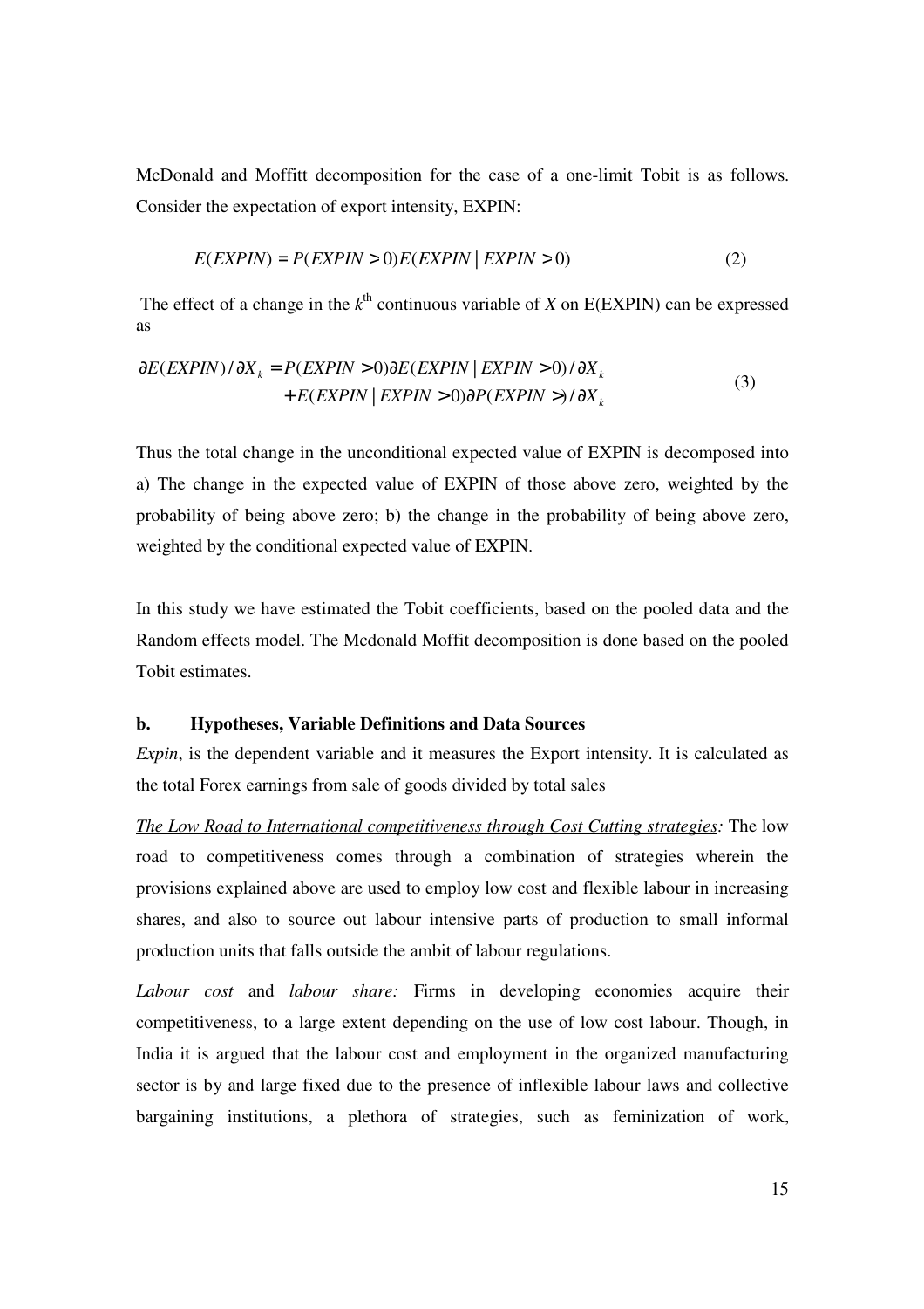McDonald and Moffitt decomposition for the case of a one-limit Tobit is as follows. Consider the expectation of export intensity, EXPIN:

$$E(EXPIN) = P(EXPIN > 0)E(EXPIN \mid EXPIN > 0) \tag{2}$$

The effect of a change in the $k^{\text{th}}$ continuous variable of $X$ on E(EXPIN) can be expressed as

$$\begin{aligned} \partial E(EXPIN)/\partial X_k &= P(EXPIN > 0)\partial E(EXPIN \mid EXPIN > 0)/\partial X_k \\ &+ E(EXPIN \mid EXPIN > 0)\partial P(EXPIN >)/\partial X_k \end{aligned} \tag{3}$$

Thus the total change in the unconditional expected value of EXPIN is decomposed into a) The change in the expected value of EXPIN of those above zero, weighted by the probability of being above zero; b) the change in the probability of being above zero, weighted by the conditional expected value of EXPIN.

In this study we have estimated the Tobit coefficients, based on the pooled data and the Random effects model. The Mcdonald Moffit decomposition is done based on the pooled Tobit estimates.

### b. Hypotheses, Variable Definitions and Data Sources

*Expin*, is the dependent variable and it measures the Export intensity. It is calculated as the total Forex earnings from sale of goods divided by total sales

*The Low Road to International competitiveness through Cost Cutting strategies:* The low road to competitiveness comes through a combination of strategies wherein the provisions explained above are used to employ low cost and flexible labour in increasing shares, and also to source out labour intensive parts of production to small informal production units that falls outside the ambit of labour regulations.

*Labour cost* and *labour share:* Firms in developing economies acquire their competitiveness, to a large extent depending on the use of low cost labour. Though, in India it is argued that the labour cost and employment in the organized manufacturing sector is by and large fixed due to the presence of inflexible labour laws and collective bargaining institutions, a plethora of strategies, such as feminization of work,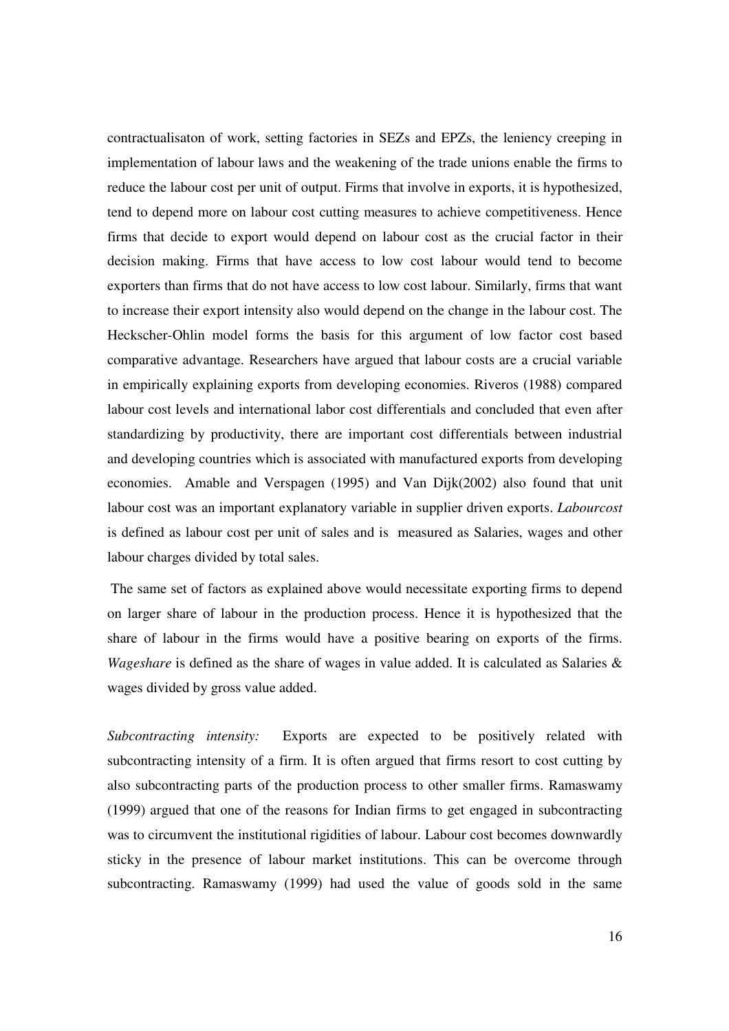contractualisaton of work, setting factories in SEZs and EPZs, the leniency creeping in implementation of labour laws and the weakening of the trade unions enable the firms to reduce the labour cost per unit of output. Firms that involve in exports, it is hypothesized, tend to depend more on labour cost cutting measures to achieve competitiveness. Hence firms that decide to export would depend on labour cost as the crucial factor in their decision making. Firms that have access to low cost labour would tend to become exporters than firms that do not have access to low cost labour. Similarly, firms that want to increase their export intensity also would depend on the change in the labour cost. The Heckscher-Ohlin model forms the basis for this argument of low factor cost based comparative advantage. Researchers have argued that labour costs are a crucial variable in empirically explaining exports from developing economies. Riveros (1988) compared labour cost levels and international labor cost differentials and concluded that even after standardizing by productivity, there are important cost differentials between industrial and developing countries which is associated with manufactured exports from developing economies. Amable and Verspagen (1995) and Van Dijk(2002) also found that unit labour cost was an important explanatory variable in supplier driven exports. *Labourcost* is defined as labour cost per unit of sales and is measured as Salaries, wages and other labour charges divided by total sales.

The same set of factors as explained above would necessitate exporting firms to depend on larger share of labour in the production process. Hence it is hypothesized that the share of labour in the firms would have a positive bearing on exports of the firms. *Wageshare* is defined as the share of wages in value added. It is calculated as Salaries & wages divided by gross value added.

*Subcontracting intensity:* Exports are expected to be positively related with subcontracting intensity of a firm. It is often argued that firms resort to cost cutting by also subcontracting parts of the production process to other smaller firms. Ramaswamy (1999) argued that one of the reasons for Indian firms to get engaged in subcontracting was to circumvent the institutional rigidities of labour. Labour cost becomes downwardly sticky in the presence of labour market institutions. This can be overcome through subcontracting. Ramaswamy (1999) had used the value of goods sold in the same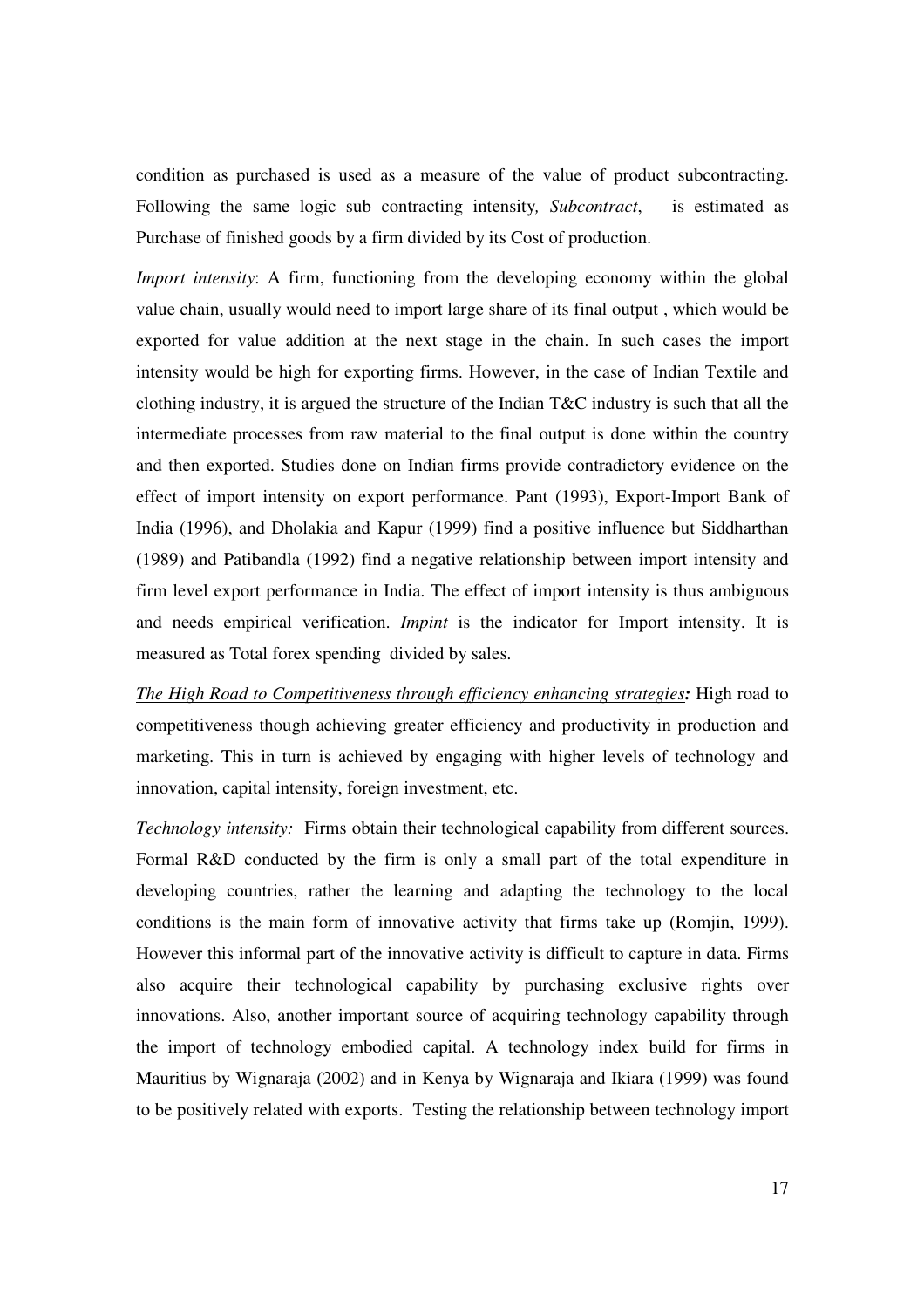condition as purchased is used as a measure of the value of product subcontracting. Following the same logic sub contracting intensity, *Subcontract*, is estimated as Purchase of finished goods by a firm divided by its Cost of production.

*Import intensity*: A firm, functioning from the developing economy within the global value chain, usually would need to import large share of its final output , which would be exported for value addition at the next stage in the chain. In such cases the import intensity would be high for exporting firms. However, in the case of Indian Textile and clothing industry, it is argued the structure of the Indian T&C industry is such that all the intermediate processes from raw material to the final output is done within the country and then exported. Studies done on Indian firms provide contradictory evidence on the effect of import intensity on export performance. Pant (1993), Export-Import Bank of India (1996), and Dholakia and Kapur (1999) find a positive influence but Siddharthan (1989) and Patibandla (1992) find a negative relationship between import intensity and firm level export performance in India. The effect of import intensity is thus ambiguous and needs empirical verification. *Impint* is the indicator for Import intensity. It is measured as Total forex spending divided by sales.

***The High Road to Competitiveness through efficiency enhancing strategies:*** High road to competitiveness though achieving greater efficiency and productivity in production and marketing. This in turn is achieved by engaging with higher levels of technology and innovation, capital intensity, foreign investment, etc.

*Technology intensity:* Firms obtain their technological capability from different sources. Formal R&D conducted by the firm is only a small part of the total expenditure in developing countries, rather the learning and adapting the technology to the local conditions is the main form of innovative activity that firms take up (Romjin, 1999). However this informal part of the innovative activity is difficult to capture in data. Firms also acquire their technological capability by purchasing exclusive rights over innovations. Also, another important source of acquiring technology capability through the import of technology embodied capital. A technology index build for firms in Mauritius by Wignaraja (2002) and in Kenya by Wignaraja and Ikiara (1999) was found to be positively related with exports. Testing the relationship between technology import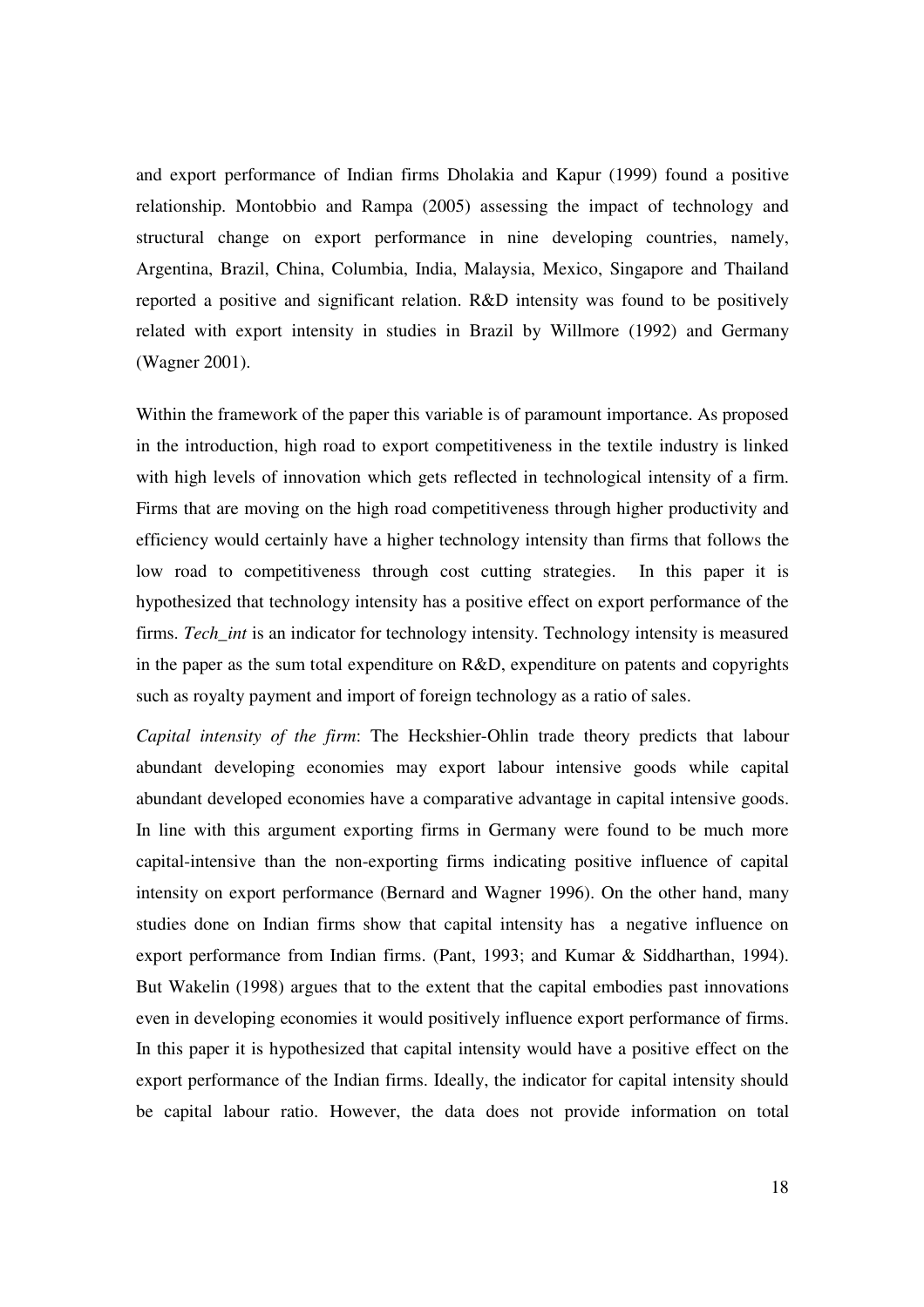and export performance of Indian firms Dholakia and Kapur (1999) found a positive relationship. Montobbio and Rampa (2005) assessing the impact of technology and structural change on export performance in nine developing countries, namely, Argentina, Brazil, China, Columbia, India, Malaysia, Mexico, Singapore and Thailand reported a positive and significant relation. R&D intensity was found to be positively related with export intensity in studies in Brazil by Willmore (1992) and Germany (Wagner 2001).

Within the framework of the paper this variable is of paramount importance. As proposed in the introduction, high road to export competitiveness in the textile industry is linked with high levels of innovation which gets reflected in technological intensity of a firm. Firms that are moving on the high road competitiveness through higher productivity and efficiency would certainly have a higher technology intensity than firms that follows the low road to competitiveness through cost cutting strategies. In this paper it is hypothesized that technology intensity has a positive effect on export performance of the firms. *Tech_int* is an indicator for technology intensity. Technology intensity is measured in the paper as the sum total expenditure on R&D, expenditure on patents and copyrights such as royalty payment and import of foreign technology as a ratio of sales.

*Capital intensity of the firm*: The Heckshier-Ohlin trade theory predicts that labour abundant developing economies may export labour intensive goods while capital abundant developed economies have a comparative advantage in capital intensive goods. In line with this argument exporting firms in Germany were found to be much more capital-intensive than the non-exporting firms indicating positive influence of capital intensity on export performance (Bernard and Wagner 1996). On the other hand, many studies done on Indian firms show that capital intensity has a negative influence on export performance from Indian firms. (Pant, 1993; and Kumar & Siddharthan, 1994). But Wakelin (1998) argues that to the extent that the capital embodies past innovations even in developing economies it would positively influence export performance of firms. In this paper it is hypothesized that capital intensity would have a positive effect on the export performance of the Indian firms. Ideally, the indicator for capital intensity should be capital labour ratio. However, the data does not provide information on total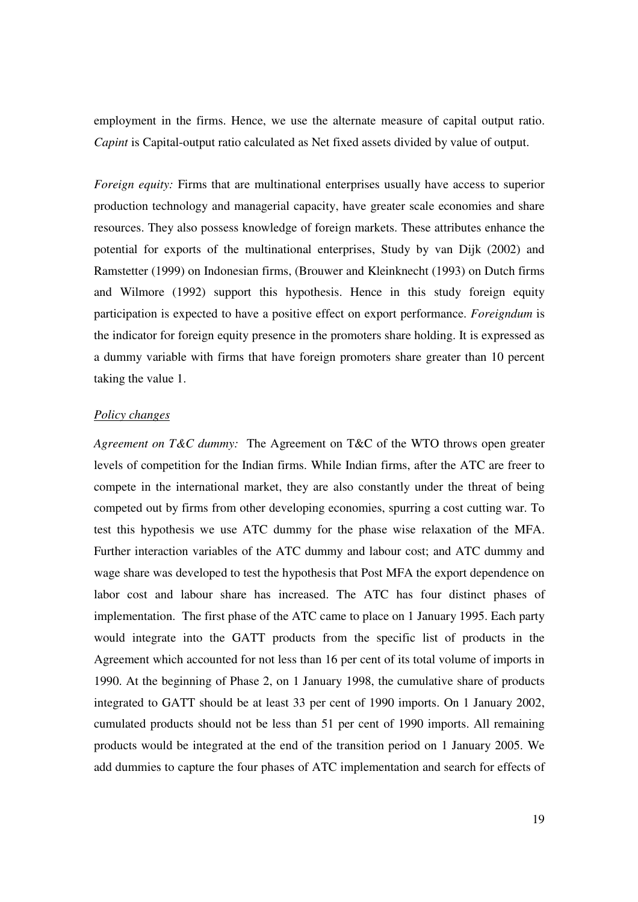employment in the firms. Hence, we use the alternate measure of capital output ratio. *Capint* is Capital-output ratio calculated as Net fixed assets divided by value of output.

*Foreign equity:* Firms that are multinational enterprises usually have access to superior production technology and managerial capacity, have greater scale economies and share resources. They also possess knowledge of foreign markets. These attributes enhance the potential for exports of the multinational enterprises, Study by van Dijk (2002) and Ramstetter (1999) on Indonesian firms, (Brouwer and Kleinknecht (1993) on Dutch firms and Wilmore (1992) support this hypothesis. Hence in this study foreign equity participation is expected to have a positive effect on export performance. *Foreigndum* is the indicator for foreign equity presence in the promoters share holding. It is expressed as a dummy variable with firms that have foreign promoters share greater than 10 percent taking the value 1.

<u>*Policy changes*</u>

*Agreement on T&C dummy:* The Agreement on T&C of the WTO throws open greater levels of competition for the Indian firms. While Indian firms, after the ATC are freer to compete in the international market, they are also constantly under the threat of being competed out by firms from other developing economies, spurring a cost cutting war. To test this hypothesis we use ATC dummy for the phase wise relaxation of the MFA. Further interaction variables of the ATC dummy and labour cost; and ATC dummy and wage share was developed to test the hypothesis that Post MFA the export dependence on labor cost and labour share has increased. The ATC has four distinct phases of implementation. The first phase of the ATC came to place on 1 January 1995. Each party would integrate into the GATT products from the specific list of products in the Agreement which accounted for not less than 16 per cent of its total volume of imports in 1990. At the beginning of Phase 2, on 1 January 1998, the cumulative share of products integrated to GATT should be at least 33 per cent of 1990 imports. On 1 January 2002, cumulated products should not be less than 51 per cent of 1990 imports. All remaining products would be integrated at the end of the transition period on 1 January 2005. We add dummies to capture the four phases of ATC implementation and search for effects of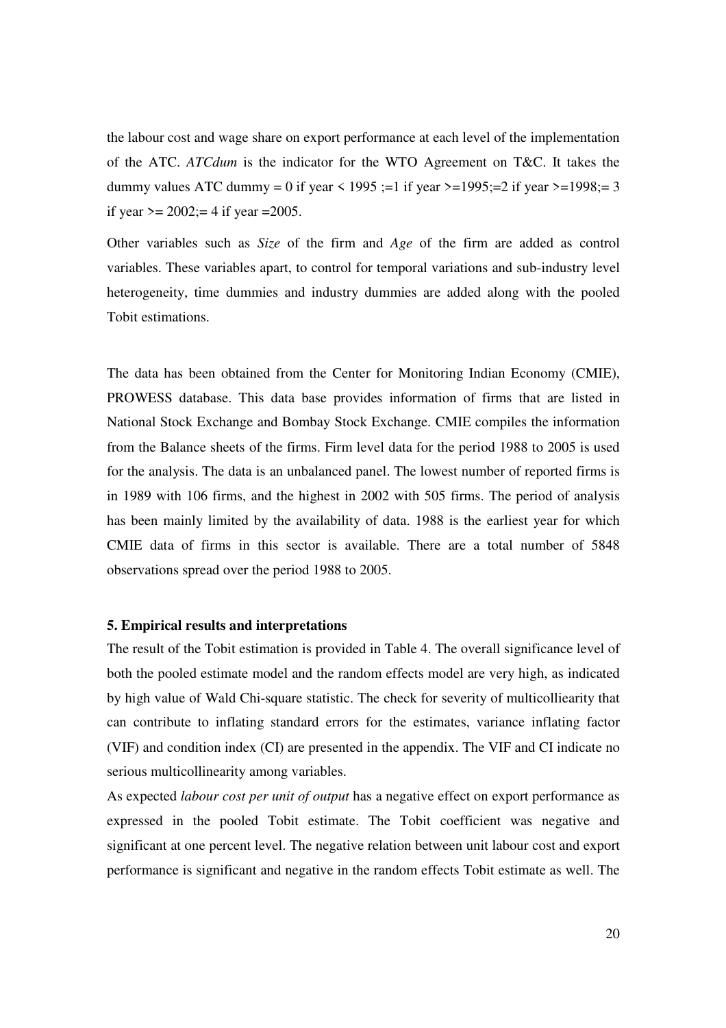the labour cost and wage share on export performance at each level of the implementation of the ATC. *ATCdum* is the indicator for the WTO Agreement on T&C. It takes the dummy values ATC dummy = 0 if year < 1995 ;=1 if year >=1995;=2 if year >=1998;= 3 if year >= 2002;= 4 if year =2005.

Other variables such as *Size* of the firm and *Age* of the firm are added as control variables. These variables apart, to control for temporal variations and sub-industry level heterogeneity, time dummies and industry dummies are added along with the pooled Tobit estimations.

The data has been obtained from the Center for Monitoring Indian Economy (CMIE), PROWESS database. This data base provides information of firms that are listed in National Stock Exchange and Bombay Stock Exchange. CMIE compiles the information from the Balance sheets of the firms. Firm level data for the period 1988 to 2005 is used for the analysis. The data is an unbalanced panel. The lowest number of reported firms is in 1989 with 106 firms, and the highest in 2002 with 505 firms. The period of analysis has been mainly limited by the availability of data. 1988 is the earliest year for which CMIE data of firms in this sector is available. There are a total number of 5848 observations spread over the period 1988 to 2005.

### 5. Empirical results and interpretations

The result of the Tobit estimation is provided in Table 4. The overall significance level of both the pooled estimate model and the random effects model are very high, as indicated by high value of Wald Chi-square statistic. The check for severity of multicolliearity that can contribute to inflating standard errors for the estimates, variance inflating factor (VIF) and condition index (CI) are presented in the appendix. The VIF and CI indicate no serious multicollinearity among variables.

As expected *labour cost per unit of output* has a negative effect on export performance as expressed in the pooled Tobit estimate. The Tobit coefficient was negative and significant at one percent level. The negative relation between unit labour cost and export performance is significant and negative in the random effects Tobit estimate as well. The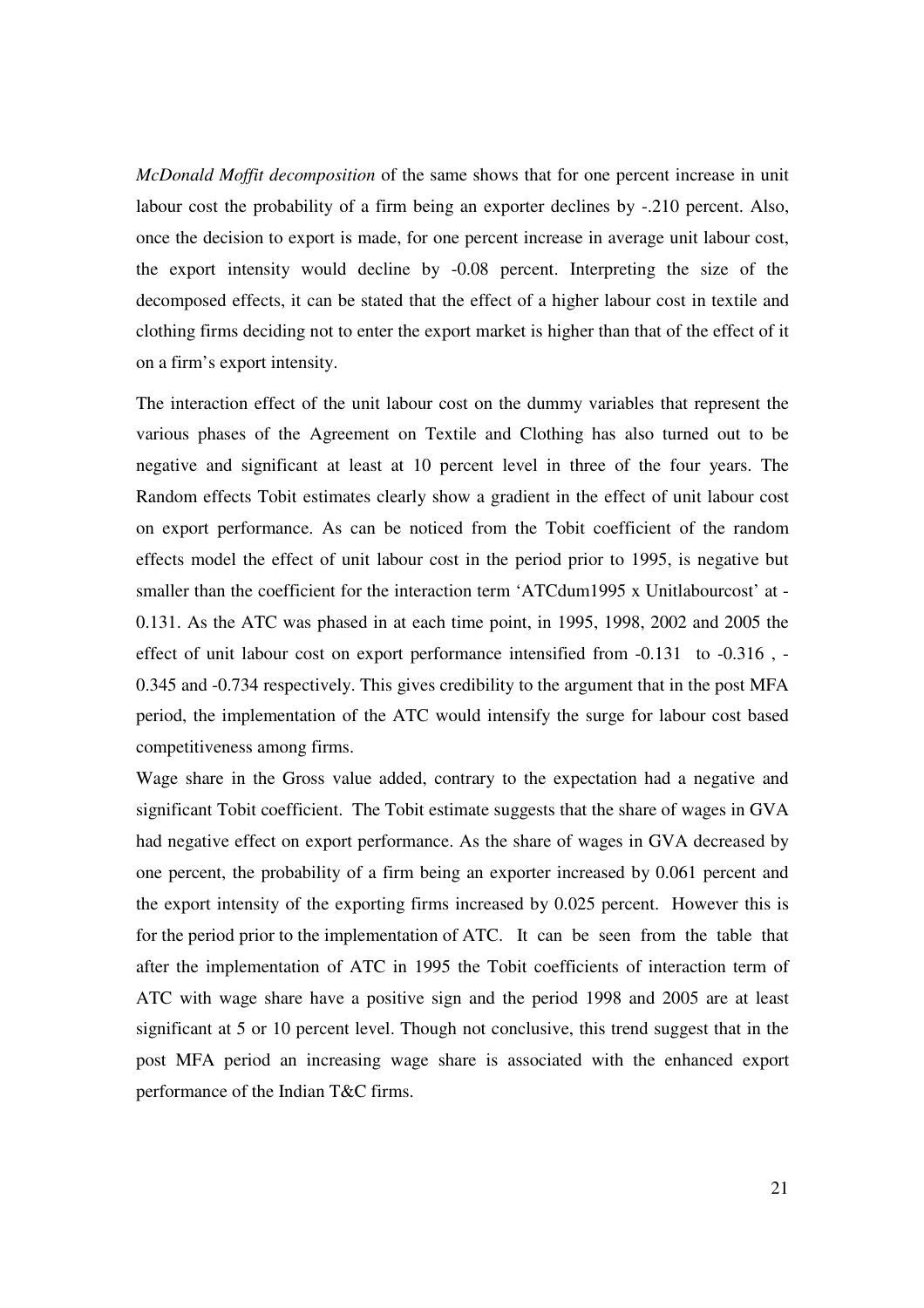*McDonald Moffit decomposition* of the same shows that for one percent increase in unit labour cost the probability of a firm being an exporter declines by -.210 percent. Also, once the decision to export is made, for one percent increase in average unit labour cost, the export intensity would decline by -0.08 percent. Interpreting the size of the decomposed effects, it can be stated that the effect of a higher labour cost in textile and clothing firms deciding not to enter the export market is higher than that of the effect of it on a firm's export intensity.

The interaction effect of the unit labour cost on the dummy variables that represent the various phases of the Agreement on Textile and Clothing has also turned out to be negative and significant at least at 10 percent level in three of the four years. The Random effects Tobit estimates clearly show a gradient in the effect of unit labour cost on export performance. As can be noticed from the Tobit coefficient of the random effects model the effect of unit labour cost in the period prior to 1995, is negative but smaller than the coefficient for the interaction term 'ATCdum1995 x Unitlabourcost' at -0.131. As the ATC was phased in at each time point, in 1995, 1998, 2002 and 2005 the effect of unit labour cost on export performance intensified from -0.131 to -0.316 , -0.345 and -0.734 respectively. This gives credibility to the argument that in the post MFA period, the implementation of the ATC would intensify the surge for labour cost based competitiveness among firms.

Wage share in the Gross value added, contrary to the expectation had a negative and significant Tobit coefficient. The Tobit estimate suggests that the share of wages in GVA had negative effect on export performance. As the share of wages in GVA decreased by one percent, the probability of a firm being an exporter increased by 0.061 percent and the export intensity of the exporting firms increased by 0.025 percent. However this is for the period prior to the implementation of ATC. It can be seen from the table that after the implementation of ATC in 1995 the Tobit coefficients of interaction term of ATC with wage share have a positive sign and the period 1998 and 2005 are at least significant at 5 or 10 percent level. Though not conclusive, this trend suggest that in the post MFA period an increasing wage share is associated with the enhanced export performance of the Indian T&C firms.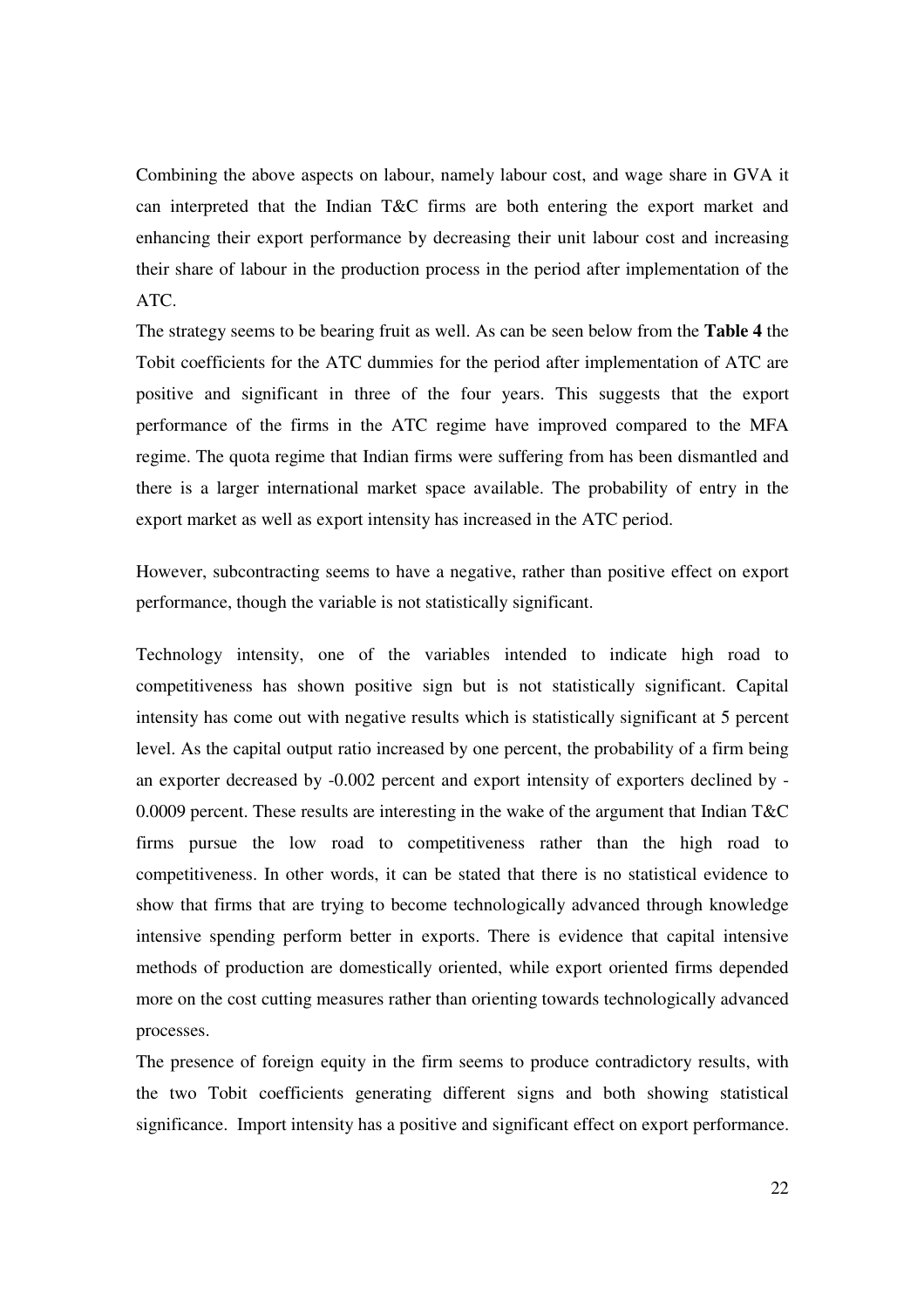Combining the above aspects on labour, namely labour cost, and wage share in GVA it can interpreted that the Indian T&C firms are both entering the export market and enhancing their export performance by decreasing their unit labour cost and increasing their share of labour in the production process in the period after implementation of the ATC.

The strategy seems to be bearing fruit as well. As can be seen below from the **Table 4** the Tobit coefficients for the ATC dummies for the period after implementation of ATC are positive and significant in three of the four years. This suggests that the export performance of the firms in the ATC regime have improved compared to the MFA regime. The quota regime that Indian firms were suffering from has been dismantled and there is a larger international market space available. The probability of entry in the export market as well as export intensity has increased in the ATC period.

However, subcontracting seems to have a negative, rather than positive effect on export performance, though the variable is not statistically significant.

Technology intensity, one of the variables intended to indicate high road to competitiveness has shown positive sign but is not statistically significant. Capital intensity has come out with negative results which is statistically significant at 5 percent level. As the capital output ratio increased by one percent, the probability of a firm being an exporter decreased by -0.002 percent and export intensity of exporters declined by -0.0009 percent. These results are interesting in the wake of the argument that Indian T&C firms pursue the low road to competitiveness rather than the high road to competitiveness. In other words, it can be stated that there is no statistical evidence to show that firms that are trying to become technologically advanced through knowledge intensive spending perform better in exports. There is evidence that capital intensive methods of production are domestically oriented, while export oriented firms depended more on the cost cutting measures rather than orienting towards technologically advanced processes.

The presence of foreign equity in the firm seems to produce contradictory results, with the two Tobit coefficients generating different signs and both showing statistical significance. Import intensity has a positive and significant effect on export performance.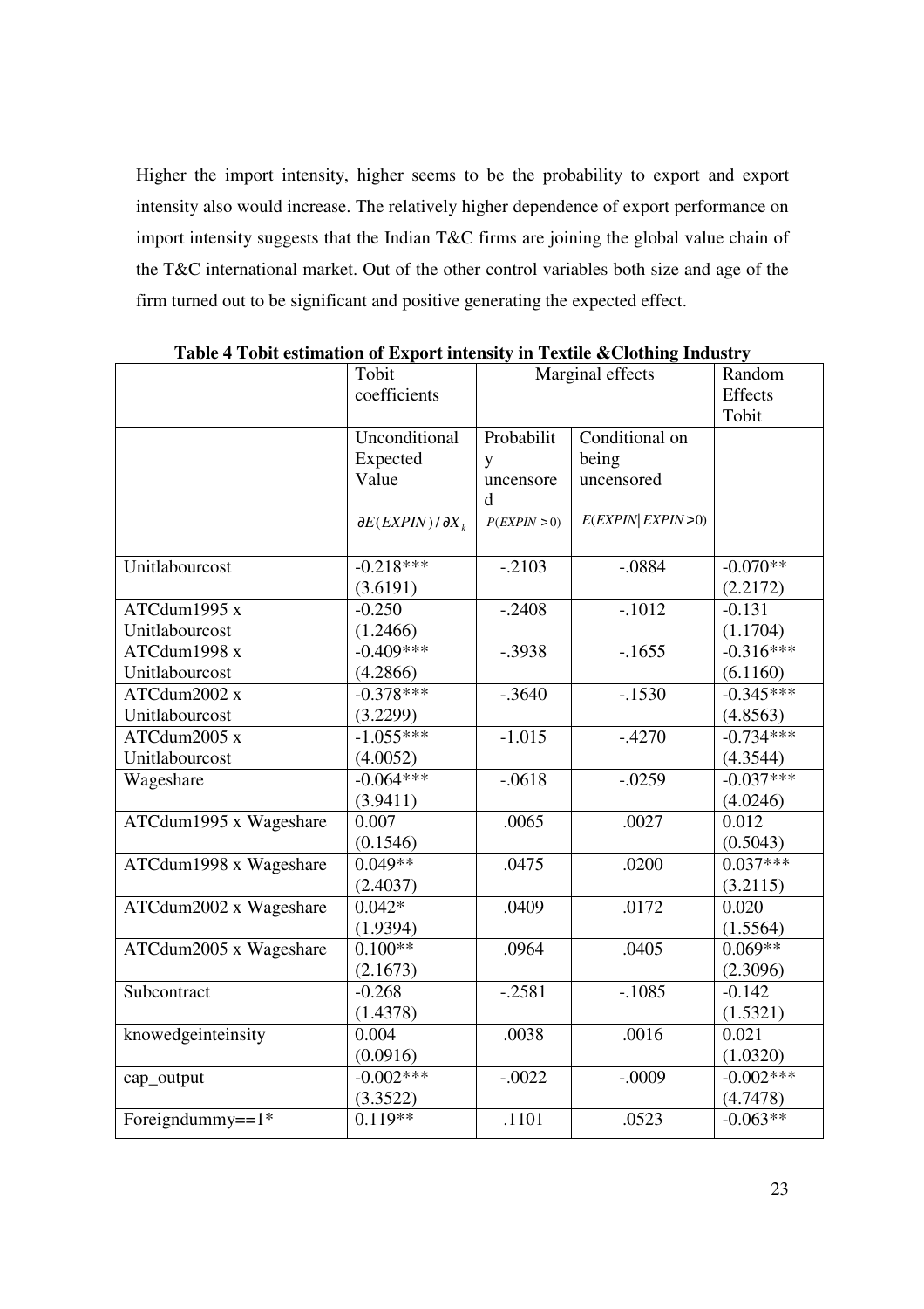Higher the import intensity, higher seems to be the probability to export and export intensity also would increase. The relatively higher dependence of export performance on import intensity suggests that the Indian T&C firms are joining the global value chain of the T&C international market. Out of the other control variables both size and age of the firm turned out to be significant and positive generating the expected effect.

**Table 4 Tobit estimation of Export intensity in Textile &Clothing Industry**

| | Tobit coefficients | Marginal effects | | Random Effects Tobit |
|---|---|---|---|---|
| | Unconditional Expected Value | Probability uncensored | Conditional on being uncensored | |
| | $\partial E(EXPIN)/\partial X_k$ | $P(EXPIN > 0)$ | $E(EXPIN \| EXPIN > 0)$ | |
| Unitlabourcost | -0.218*** (3.6191) | -.2103 | -.0884 | -0.070** (2.2172) |
| ATCdum1995 x Unitlabourcost | -0.250 (1.2466) | -.2408 | -.1012 | -0.131 (1.1704) |
| ATCdum1998 x Unitlabourcost | -0.409*** (4.2866) | -.3938 | -.1655 | -0.316*** (6.1160) |
| ATCdum2002 x Unitlabourcost | -0.378*** (3.2299) | -.3640 | -.1530 | -0.345*** (4.8563) |
| ATCdum2005 x Unitlabourcost | -1.055*** (4.0052) | -1.015 | -.4270 | -0.734*** (4.3544) |
| Wageshare | -0.064*** (3.9411) | -.0618 | -.0259 | -0.037*** (4.0246) |
| ATCdum1995 x Wageshare | 0.007 (0.1546) | .0065 | .0027 | 0.012 (0.5043) |
| ATCdum1998 x Wageshare | 0.049** (2.4037) | .0475 | .0200 | 0.037*** (3.2115) |
| ATCdum2002 x Wageshare | 0.042* (1.9394) | .0409 | .0172 | 0.020 (1.5564) |
| ATCdum2005 x Wageshare | 0.100** (2.1673) | .0964 | .0405 | 0.069** (2.3096) |
| Subcontract | -0.268 (1.4378) | -.2581 | -.1085 | -0.142 (1.5321) |
| knowedgeinteinsity | 0.004 (0.0916) | .0038 | .0016 | 0.021 (1.0320) |
| cap_output | -0.002*** (3.3522) | -.0022 | -.0009 | -0.002*** (4.7478) |
| Foreigndummy==1* | 0.119** | .1101 | .0523 | -0.063** |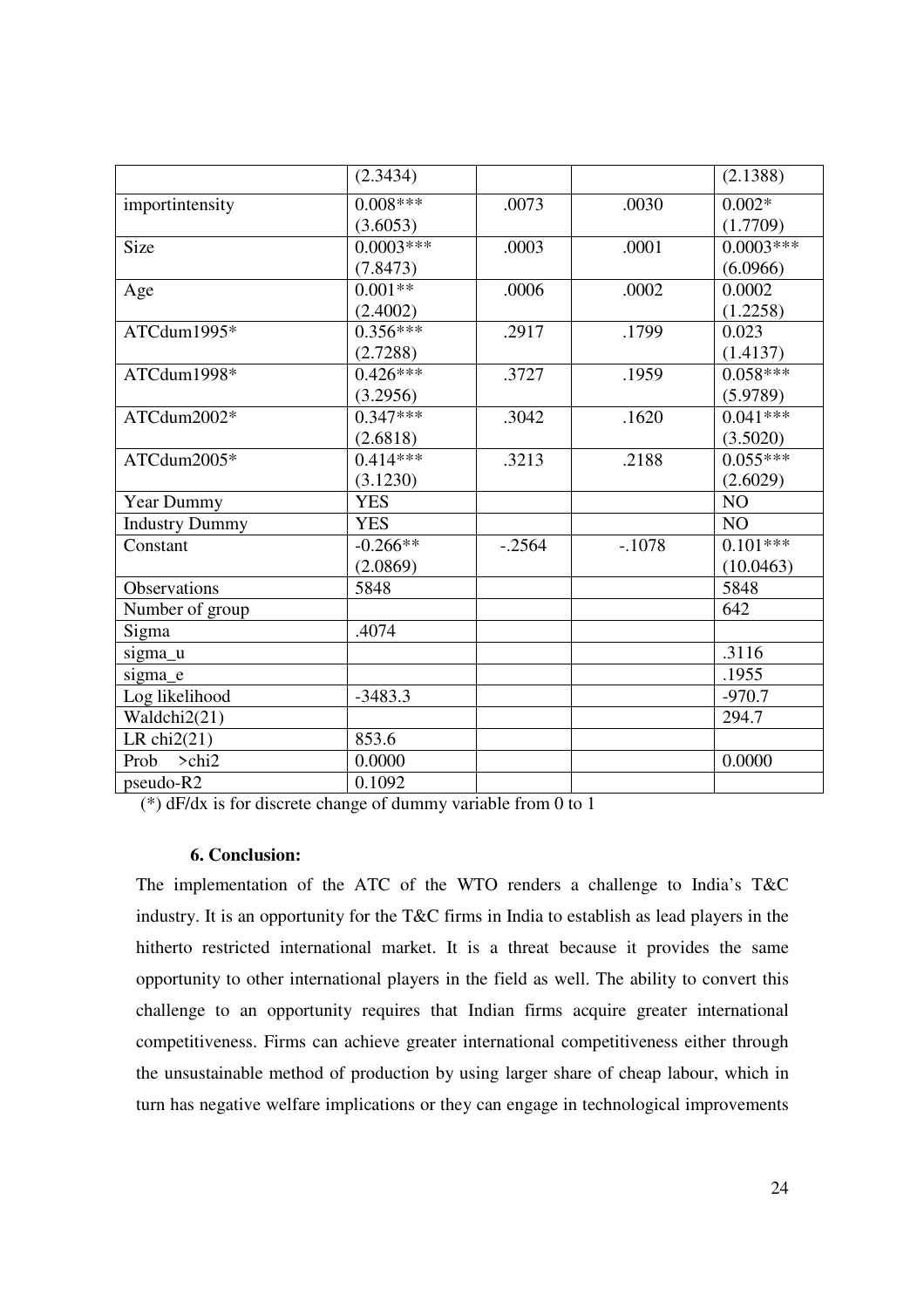|  | (2.3434) |  |  | (2.1388) |
|---|---|---|---|---|
| importintensity | 0.008***<br>(3.6053) | .0073 | .0030 | 0.002*<br>(1.7709) |
| Size | 0.0003***<br>(7.8473) | .0003 | .0001 | 0.0003***<br>(6.0966) |
| Age | 0.001**<br>(2.4002) | .0006 | .0002 | 0.0002<br>(1.2258) |
| ATCdum1995* | 0.356***<br>(2.7288) | .2917 | .1799 | 0.023<br>(1.4137) |
| ATCdum1998* | 0.426***<br>(3.2956) | .3727 | .1959 | 0.058***<br>(5.9789) |
| ATCdum2002* | 0.347***<br>(2.6818) | .3042 | .1620 | 0.041***<br>(3.5020) |
| ATCdum2005* | 0.414***<br>(3.1230) | .3213 | .2188 | 0.055***<br>(2.6029) |
| Year Dummy | YES |  |  | NO |
| Industry Dummy | YES |  |  | NO |
| Constant | -0.266**<br>(2.0869) | -.2564 | -.1078 | 0.101***<br>(10.0463) |
| Observations | 5848 |  |  | 5848 |
| Number of group |  |  |  | 642 |
| Sigma | .4074 |  |  |  |
| sigma_u |  |  |  | .3116 |
| sigma_e |  |  |  | .1955 |
| Log likelihood | -3483.3 |  |  | -970.7 |
| Waldchi2(21) |  |  |  | 294.7 |
| LR chi2(21) | 853.6 |  |  |  |
| Prob >chi2 | 0.0000 |  |  | 0.0000 |
| pseudo-R2 | 0.1092 |  |  |  |

(*) dF/dx is for discrete change of dummy variable from 0 to 1

### 6. Conclusion:

The implementation of the ATC of the WTO renders a challenge to India's T&C industry. It is an opportunity for the T&C firms in India to establish as lead players in the hitherto restricted international market. It is a threat because it provides the same opportunity to other international players in the field as well. The ability to convert this challenge to an opportunity requires that Indian firms acquire greater international competitiveness. Firms can achieve greater international competitiveness either through the unsustainable method of production by using larger share of cheap labour, which in turn has negative welfare implications or they can engage in technological improvements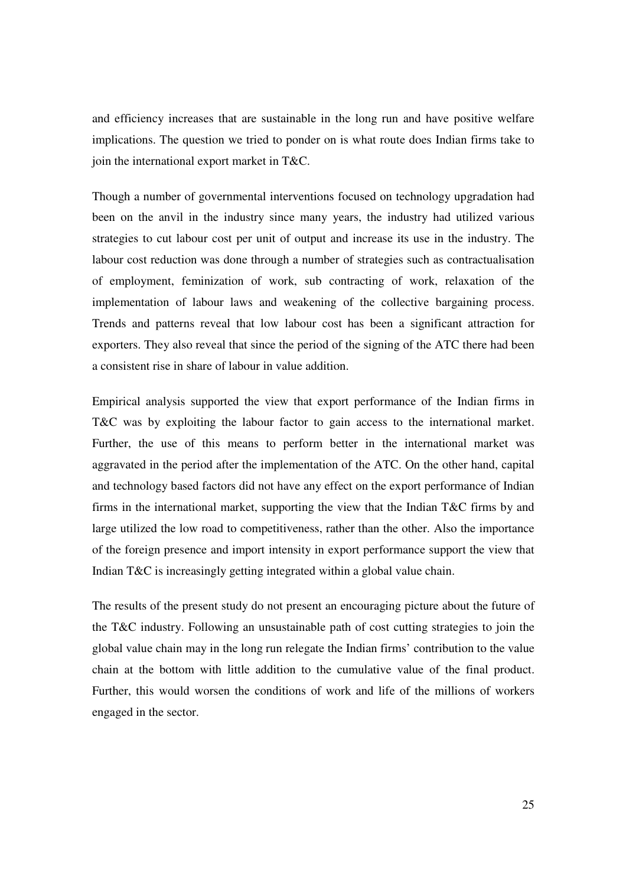and efficiency increases that are sustainable in the long run and have positive welfare implications. The question we tried to ponder on is what route does Indian firms take to join the international export market in T&C.

Though a number of governmental interventions focused on technology upgradation had been on the anvil in the industry since many years, the industry had utilized various strategies to cut labour cost per unit of output and increase its use in the industry. The labour cost reduction was done through a number of strategies such as contractualisation of employment, feminization of work, sub contracting of work, relaxation of the implementation of labour laws and weakening of the collective bargaining process. Trends and patterns reveal that low labour cost has been a significant attraction for exporters. They also reveal that since the period of the signing of the ATC there had been a consistent rise in share of labour in value addition.

Empirical analysis supported the view that export performance of the Indian firms in T&C was by exploiting the labour factor to gain access to the international market. Further, the use of this means to perform better in the international market was aggravated in the period after the implementation of the ATC. On the other hand, capital and technology based factors did not have any effect on the export performance of Indian firms in the international market, supporting the view that the Indian T&C firms by and large utilized the low road to competitiveness, rather than the other. Also the importance of the foreign presence and import intensity in export performance support the view that Indian T&C is increasingly getting integrated within a global value chain.

The results of the present study do not present an encouraging picture about the future of the T&C industry. Following an unsustainable path of cost cutting strategies to join the global value chain may in the long run relegate the Indian firms' contribution to the value chain at the bottom with little addition to the cumulative value of the final product. Further, this would worsen the conditions of work and life of the millions of workers engaged in the sector.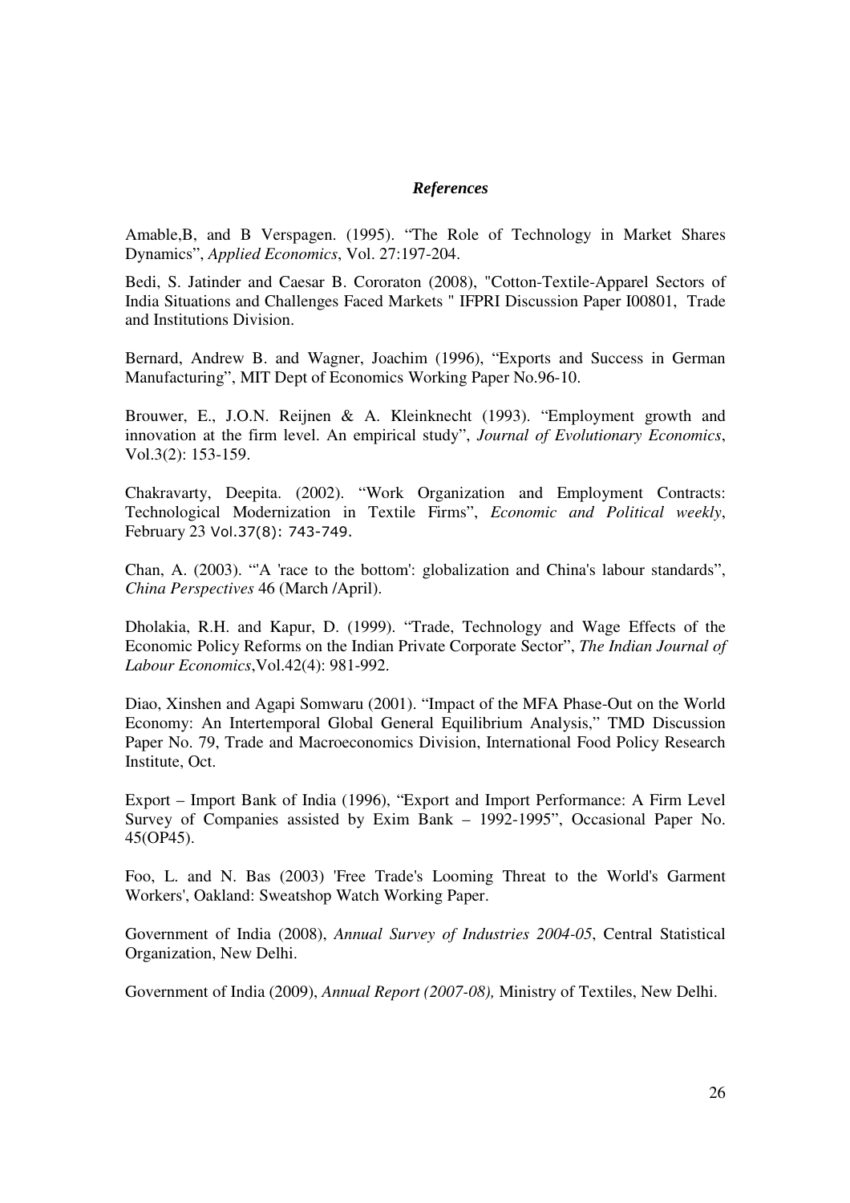### *References*

Amable,B, and B Verspagen. (1995). "The Role of Technology in Market Shares Dynamics", *Applied Economics*, Vol. 27:197-204.

Bedi, S. Jatinder and Caesar B. Cororaton (2008), "Cotton-Textile-Apparel Sectors of India Situations and Challenges Faced Markets " IFPRI Discussion Paper I00801, Trade and Institutions Division.

Bernard, Andrew B. and Wagner, Joachim (1996), "Exports and Success in German Manufacturing", MIT Dept of Economics Working Paper No.96-10.

Brouwer, E., J.O.N. Reijnen & A. Kleinknecht (1993). "Employment growth and innovation at the firm level. An empirical study", *Journal of Evolutionary Economics*, Vol.3(2): 153-159.

Chakravarty, Deepita. (2002). "Work Organization and Employment Contracts: Technological Modernization in Textile Firms", *Economic and Political weekly*, February 23 Vol.37(8): 743-749.

Chan, A. (2003). "'A 'race to the bottom': globalization and China's labour standards", *China Perspectives* 46 (March /April).

Dholakia, R.H. and Kapur, D. (1999). "Trade, Technology and Wage Effects of the Economic Policy Reforms on the Indian Private Corporate Sector", *The Indian Journal of Labour Economics*,Vol.42(4): 981-992.

Diao, Xinshen and Agapi Somwaru (2001). "Impact of the MFA Phase-Out on the World Economy: An Intertemporal Global General Equilibrium Analysis," TMD Discussion Paper No. 79, Trade and Macroeconomics Division, International Food Policy Research Institute, Oct.

Export – Import Bank of India (1996), "Export and Import Performance: A Firm Level Survey of Companies assisted by Exim Bank – 1992-1995", Occasional Paper No. 45(OP45).

Foo, L. and N. Bas (2003) 'Free Trade's Looming Threat to the World's Garment Workers', Oakland: Sweatshop Watch Working Paper.

Government of India (2008), *Annual Survey of Industries 2004-05*, Central Statistical Organization, New Delhi.

Government of India (2009), *Annual Report (2007-08),* Ministry of Textiles, New Delhi.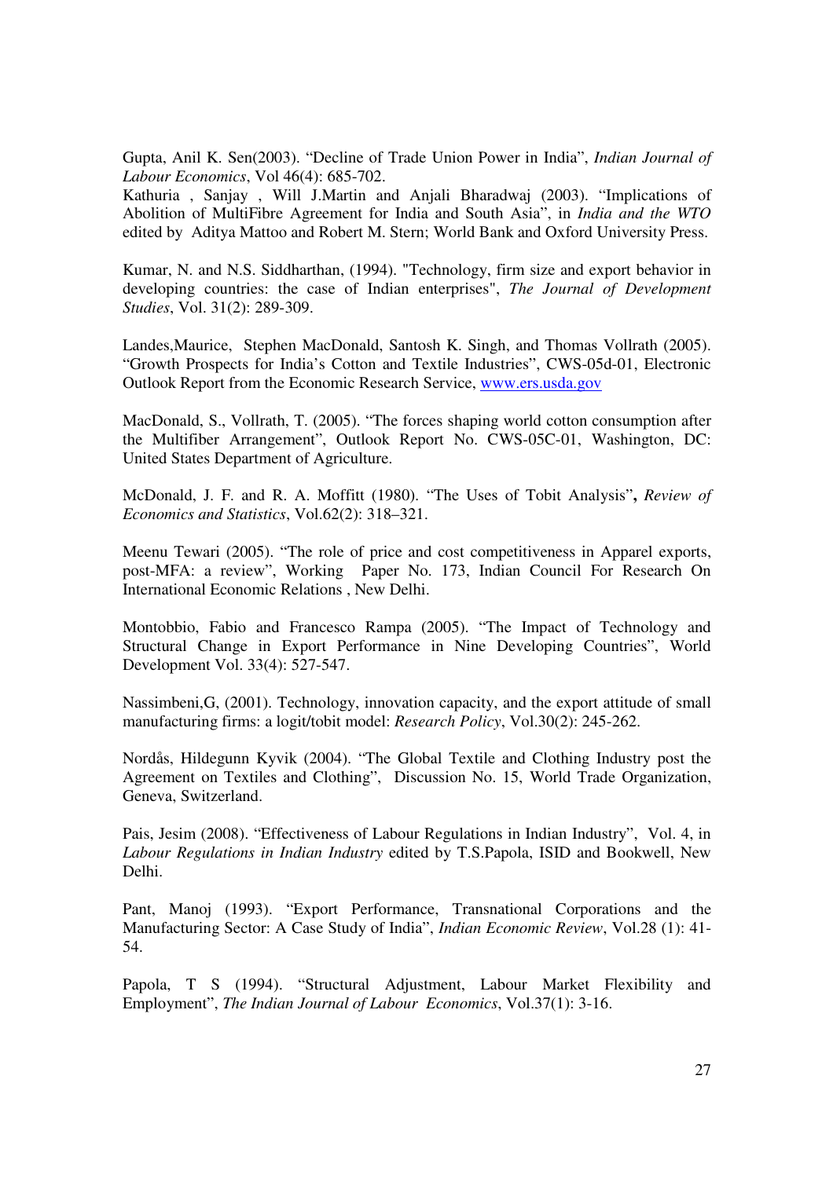Gupta, Anil K. Sen(2003). "Decline of Trade Union Power in India", *Indian Journal of Labour Economics*, Vol 46(4): 685-702.

Kathuria , Sanjay , Will J.Martin and Anjali Bharadwaj (2003). "Implications of Abolition of MultiFibre Agreement for India and South Asia", in *India and the WTO* edited by Aditya Mattoo and Robert M. Stern; World Bank and Oxford University Press.

Kumar, N. and N.S. Siddharthan, (1994). "Technology, firm size and export behavior in developing countries: the case of Indian enterprises", *The Journal of Development Studies*, Vol. 31(2): 289-309.

Landes,Maurice, Stephen MacDonald, Santosh K. Singh, and Thomas Vollrath (2005). "Growth Prospects for India's Cotton and Textile Industries", CWS-05d-01, Electronic Outlook Report from the Economic Research Service, www.ers.usda.gov

MacDonald, S., Vollrath, T. (2005). "The forces shaping world cotton consumption after the Multifiber Arrangement", Outlook Report No. CWS-05C-01, Washington, DC: United States Department of Agriculture.

McDonald, J. F. and R. A. Moffitt (1980). "The Uses of Tobit Analysis"**,** *Review of Economics and Statistics*, Vol.62(2): 318–321.

Meenu Tewari (2005). "The role of price and cost competitiveness in Apparel exports, post-MFA: a review", Working Paper No. 173, Indian Council For Research On International Economic Relations , New Delhi.

Montobbio, Fabio and Francesco Rampa (2005). "The Impact of Technology and Structural Change in Export Performance in Nine Developing Countries", World Development Vol. 33(4): 527-547.

Nassimbeni,G, (2001). Technology, innovation capacity, and the export attitude of small manufacturing firms: a logit/tobit model: *Research Policy*, Vol.30(2): 245-262.

Nordås, Hildegunn Kyvik (2004). "The Global Textile and Clothing Industry post the Agreement on Textiles and Clothing", Discussion No. 15, World Trade Organization, Geneva, Switzerland.

Pais, Jesim (2008). "Effectiveness of Labour Regulations in Indian Industry", Vol. 4, in *Labour Regulations in Indian Industry* edited by T.S.Papola, ISID and Bookwell, New Delhi.

Pant, Manoj (1993). "Export Performance, Transnational Corporations and the Manufacturing Sector: A Case Study of India", *Indian Economic Review*, Vol.28 (1): 41-54.

Papola, T S (1994). "Structural Adjustment, Labour Market Flexibility and Employment", *The Indian Journal of Labour Economics*, Vol.37(1): 3-16.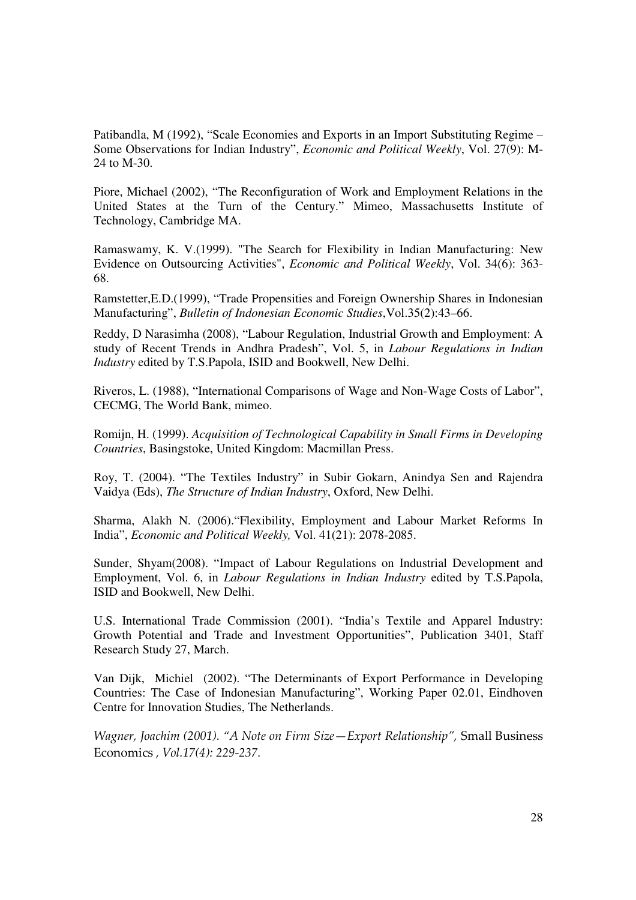Patibandla, M (1992), "Scale Economies and Exports in an Import Substituting Regime – Some Observations for Indian Industry", *Economic and Political Weekly*, Vol. 27(9): M-24 to M-30.

Piore, Michael (2002), "The Reconfiguration of Work and Employment Relations in the United States at the Turn of the Century." Mimeo, Massachusetts Institute of Technology, Cambridge MA.

Ramaswamy, K. V.(1999). "The Search for Flexibility in Indian Manufacturing: New Evidence on Outsourcing Activities", *Economic and Political Weekly*, Vol. 34(6): 363-68.

Ramstetter,E.D.(1999), "Trade Propensities and Foreign Ownership Shares in Indonesian Manufacturing", *Bulletin of Indonesian Economic Studies*,Vol.35(2):43–66.

Reddy, D Narasimha (2008), "Labour Regulation, Industrial Growth and Employment: A study of Recent Trends in Andhra Pradesh", Vol. 5, in *Labour Regulations in Indian Industry* edited by T.S.Papola, ISID and Bookwell, New Delhi.

Riveros, L. (1988), "International Comparisons of Wage and Non-Wage Costs of Labor", CECMG, The World Bank, mimeo.

Romijn, H. (1999). *Acquisition of Technological Capability in Small Firms in Developing Countries*, Basingstoke, United Kingdom: Macmillan Press.

Roy, T. (2004). "The Textiles Industry" in Subir Gokarn, Anindya Sen and Rajendra Vaidya (Eds), *The Structure of Indian Industry*, Oxford, New Delhi.

Sharma, Alakh N. (2006)."Flexibility, Employment and Labour Market Reforms In India", *Economic and Political Weekly,* Vol. 41(21): 2078-2085.

Sunder, Shyam(2008). "Impact of Labour Regulations on Industrial Development and Employment, Vol. 6, in *Labour Regulations in Indian Industry* edited by T.S.Papola, ISID and Bookwell, New Delhi.

U.S. International Trade Commission (2001). "India's Textile and Apparel Industry: Growth Potential and Trade and Investment Opportunities", Publication 3401, Staff Research Study 27, March.

Van Dijk, Michiel (2002). "The Determinants of Export Performance in Developing Countries: The Case of Indonesian Manufacturing", Working Paper 02.01, Eindhoven Centre for Innovation Studies, The Netherlands.

*Wagner, Joachim (2001). "A Note on Firm Size—Export Relationship",* Small Business Economics *, Vol.17(4): 229-237.*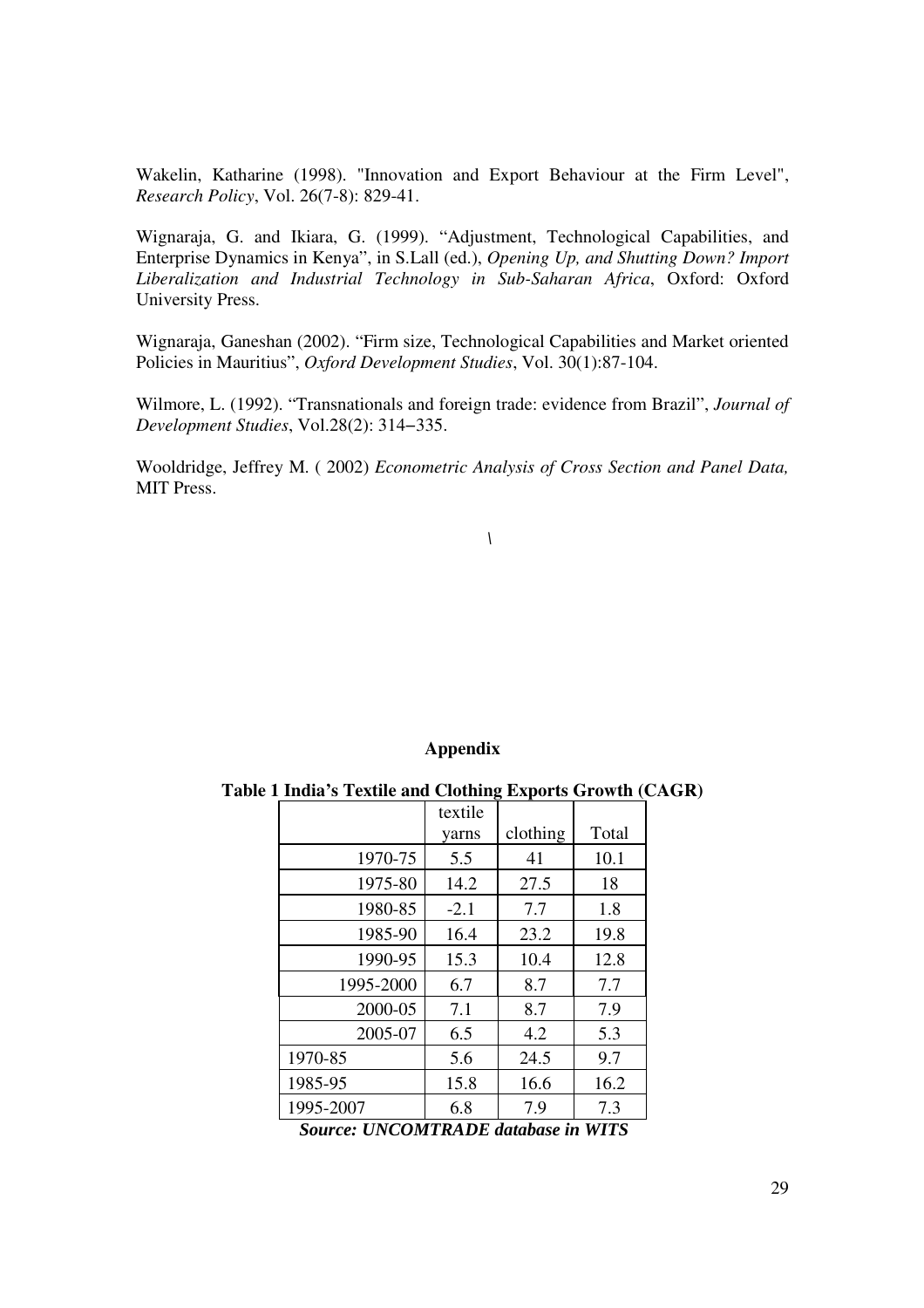Wakelin, Katharine (1998). "Innovation and Export Behaviour at the Firm Level", *Research Policy*, Vol. 26(7-8): 829-41.

Wignaraja, G. and Ikiara, G. (1999). "Adjustment, Technological Capabilities, and Enterprise Dynamics in Kenya", in S.Lall (ed.), *Opening Up, and Shutting Down? Import Liberalization and Industrial Technology in Sub-Saharan Africa*, Oxford: Oxford University Press.

Wignaraja, Ganeshan (2002). "Firm size, Technological Capabilities and Market oriented Policies in Mauritius", *Oxford Development Studies*, Vol. 30(1):87-104.

Wilmore, L. (1992). "Transnationals and foreign trade: evidence from Brazil", *Journal of Development Studies*, Vol.28(2): 314–335.

Wooldridge, Jeffrey M. ( 2002) *Econometric Analysis of Cross Section and Panel Data,* MIT Press.

\

## Appendix

**Table 1 India's Textile and Clothing Exports Growth (CAGR)**

| | textile yarns | clothing | Total |
|---|---|---|---|
| 1970-75 | 5.5 | 41 | 10.1 |
| 1975-80 | 14.2 | 27.5 | 18 |
| 1980-85 | -2.1 | 7.7 | 1.8 |
| 1985-90 | 16.4 | 23.2 | 19.8 |
| 1990-95 | 15.3 | 10.4 | 12.8 |
| 1995-2000 | 6.7 | 8.7 | 7.7 |
| 2000-05 | 7.1 | 8.7 | 7.9 |
| 2005-07 | 6.5 | 4.2 | 5.3 |
| 1970-85 | 5.6 | 24.5 | 9.7 |
| 1985-95 | 15.8 | 16.6 | 16.2 |
| 1995-2007 | 6.8 | 7.9 | 7.3 |

***Source: UNCOMTRADE database in WITS***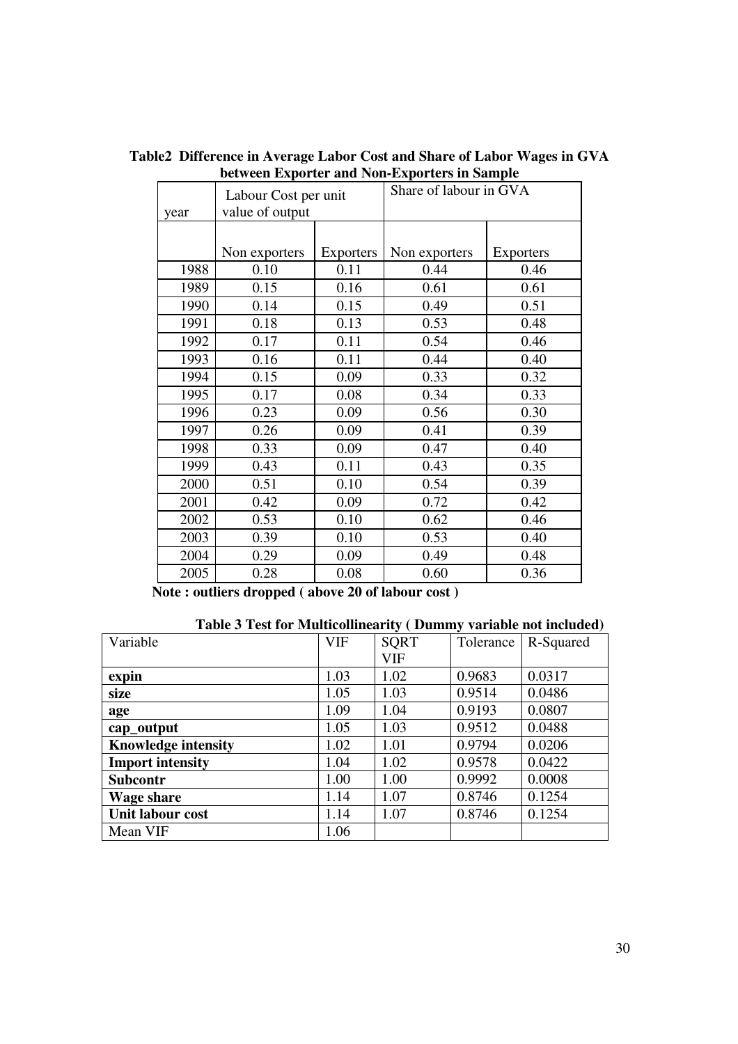**Table2 Difference in Average Labor Cost and Share of Labor Wages in GVA between Exporter and Non-Exporters in Sample**

| year | Labour Cost per unit value of output | | Share of labour in GVA | |
|---|---|---|---|---|
| | Non exporters | Exporters | Non exporters | Exporters |
| 1988 | 0.10 | 0.11 | 0.44 | 0.46 |
| 1989 | 0.15 | 0.16 | 0.61 | 0.61 |
| 1990 | 0.14 | 0.15 | 0.49 | 0.51 |
| 1991 | 0.18 | 0.13 | 0.53 | 0.48 |
| 1992 | 0.17 | 0.11 | 0.54 | 0.46 |
| 1993 | 0.16 | 0.11 | 0.44 | 0.40 |
| 1994 | 0.15 | 0.09 | 0.33 | 0.32 |
| 1995 | 0.17 | 0.08 | 0.34 | 0.33 |
| 1996 | 0.23 | 0.09 | 0.56 | 0.30 |
| 1997 | 0.26 | 0.09 | 0.41 | 0.39 |
| 1998 | 0.33 | 0.09 | 0.47 | 0.40 |
| 1999 | 0.43 | 0.11 | 0.43 | 0.35 |
| 2000 | 0.51 | 0.10 | 0.54 | 0.39 |
| 2001 | 0.42 | 0.09 | 0.72 | 0.42 |
| 2002 | 0.53 | 0.10 | 0.62 | 0.46 |
| 2003 | 0.39 | 0.10 | 0.53 | 0.40 |
| 2004 | 0.29 | 0.09 | 0.49 | 0.48 |
| 2005 | 0.28 | 0.08 | 0.60 | 0.36 |

**Note : outliers dropped ( above 20 of labour cost )**

**Table 3 Test for Multicollinearity ( Dummy variable not included)**

| Variable | VIF | SQRT VIF | Tolerance | R-Squared |
|---|---|---|---|---|
| **expin** | 1.03 | 1.02 | 0.9683 | 0.0317 |
| **size** | 1.05 | 1.03 | 0.9514 | 0.0486 |
| **age** | 1.09 | 1.04 | 0.9193 | 0.0807 |
| **cap_output** | 1.05 | 1.03 | 0.9512 | 0.0488 |
| **Knowledge intensity** | 1.02 | 1.01 | 0.9794 | 0.0206 |
| **Import intensity** | 1.04 | 1.02 | 0.9578 | 0.0422 |
| **Subcontr** | 1.00 | 1.00 | 0.9992 | 0.0008 |
| **Wage share** | 1.14 | 1.07 | 0.8746 | 0.1254 |
| **Unit labour cost** | 1.14 | 1.07 | 0.8746 | 0.1254 |
| Mean VIF | 1.06 | | | |